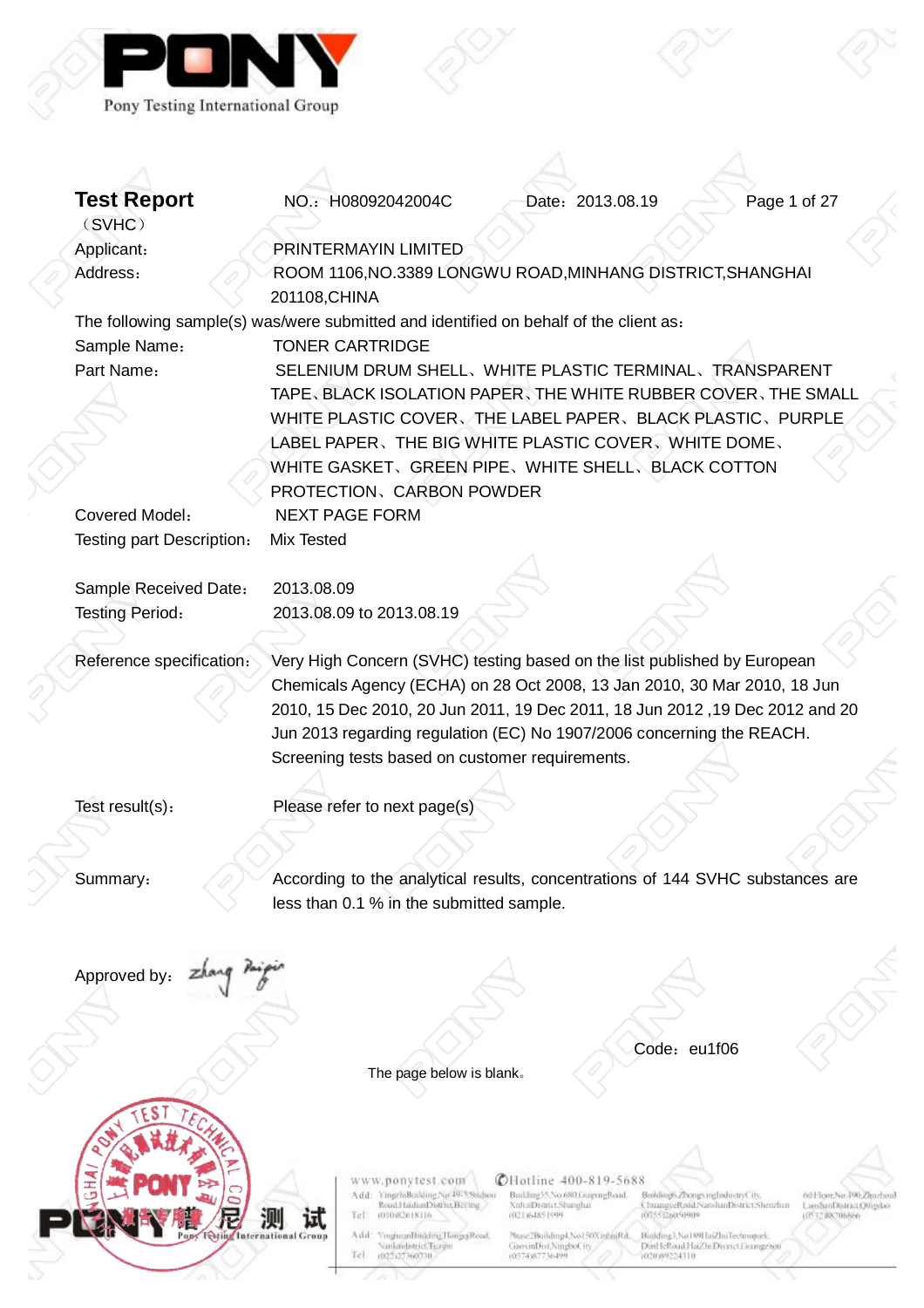Pony Testing International Group

# Test Report (SVHC)

NO.: H08092042004C  Date: 2013.08.19

Applicant: PRINTERMAYIN LIMITED

Address: ROOM 1106,NO.3389 LONGWU ROAD,MINHANG DISTRICT,SHANGHAI 201108,CHINA

The following sample(s) was/were submitted and identified on behalf of the client as:

Sample Name: TONER CARTRIDGE

Part Name: SELENIUM DRUM SHELL、WHITE PLASTIC TERMINAL、TRANSPARENT TAPE、BLACK ISOLATION PAPER、THE WHITE RUBBER COVER、THE SMALL WHITE PLASTIC COVER、THE LABEL PAPER、BLACK PLASTIC、PURPLE LABEL PAPER、THE BIG WHITE PLASTIC COVER、WHITE DOME、WHITE GASKET、GREEN PIPE、WHITE SHELL、BLACK COTTON PROTECTION、CARBON POWDER

Covered Model: NEXT PAGE FORM

Testing part Description: Mix Tested

Sample Received Date: 2013.08.09

Testing Period: 2013.08.09 to 2013.08.19

Reference specification: Very High Concern (SVHC) testing based on the list published by European Chemicals Agency (ECHA) on 28 Oct 2008, 13 Jan 2010, 30 Mar 2010, 18 Jun 2010, 15 Dec 2010, 20 Jun 2011, 19 Dec 2011, 18 Jun 2012 ,19 Dec 2012 and 20 Jun 2013 regarding regulation (EC) No 1907/2006 concerning the REACH. Screening tests based on customer requirements.

Test result(s): Please refer to next page(s)

Summary: According to the analytical results, concentrations of 144 SVHC substances are less than 0.1 % in the submitted sample.

Approved by: zhang Peipin

Code: eu1f06

The page below is blank。

www.ponytest.com Hotline 400-819-5688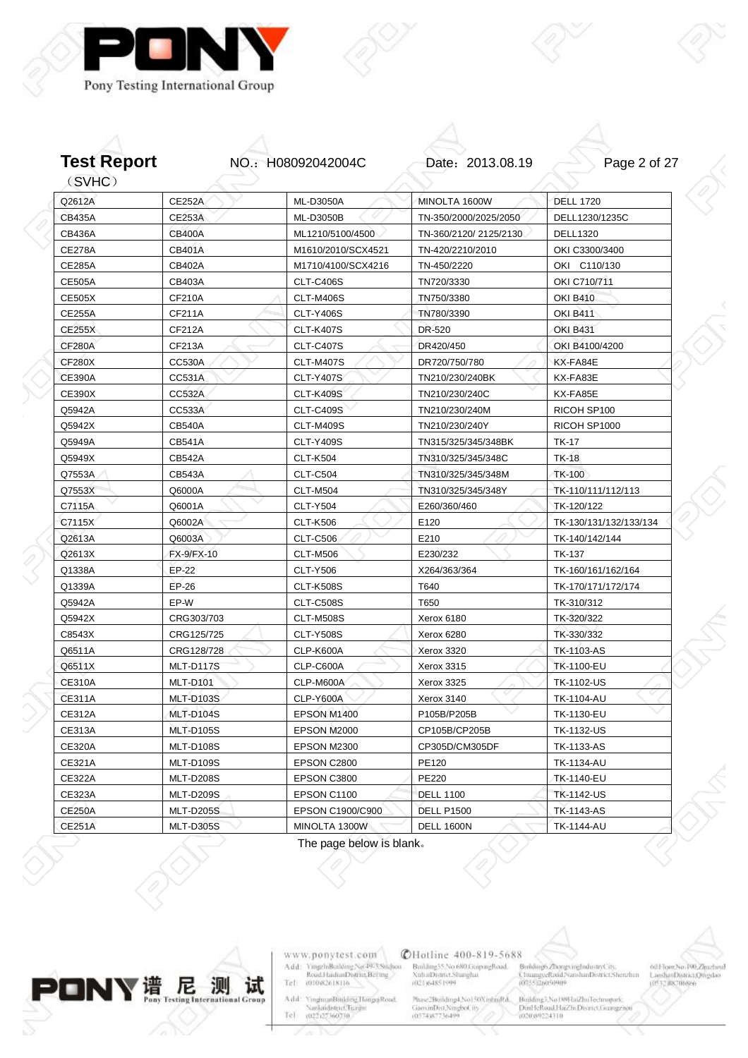**Test Report** （SVHC） NO.：H08092042004C Date：2013.08.19

| Q2612A | CE252A | ML-D3050A | MINOLTA 1600W | DELL 1720 |
|---|---|---|---|---|
| CB435A | CE253A | ML-D3050B | TN-350/2000/2025/2050 | DELL1230/1235C |
| CB436A | CB400A | ML1210/5100/4500 | TN-360/2120/ 2125/2130 | DELL1320 |
| CE278A | CB401A | M1610/2010/SCX4521 | TN-420/2210/2010 | OKI C3300/3400 |
| CE285A | CB402A | M1710/4100/SCX4216 | TN-450/2220 | OKI C110/130 |
| CE505A | CB403A | CLT-C406S | TN720/3330 | OKI C710/711 |
| CE505X | CF210A | CLT-M406S | TN750/3380 | OKI B410 |
| CE255A | CF211A | CLT-Y406S | TN780/3390 | OKI B411 |
| CE255X | CF212A | CLT-K407S | DR-520 | OKI B431 |
| CF280A | CF213A | CLT-C407S | DR420/450 | OKI B4100/4200 |
| CF280X | CC530A | CLT-M407S | DR720/750/780 | KX-FA84E |
| CE390A | CC531A | CLT-Y407S | TN210/230/240BK | KX-FA83E |
| CE390X | CC532A | CLT-K409S | TN210/230/240C | KX-FA85E |
| Q5942A | CC533A | CLT-C409S | TN210/230/240M | RICOH SP100 |
| Q5942X | CB540A | CLT-M409S | TN210/230/240Y | RICOH SP1000 |
| Q5949A | CB541A | CLT-Y409S | TN315/325/345/348BK | TK-17 |
| Q5949X | CB542A | CLT-K504 | TN310/325/345/348C | TK-18 |
| Q7553A | CB543A | CLT-C504 | TN310/325/345/348M | TK-100 |
| Q7553X | Q6000A | CLT-M504 | TN310/325/345/348Y | TK-110/111/112/113 |
| C7115A | Q6001A | CLT-Y504 | E260/360/460 | TK-120/122 |
| C7115X | Q6002A | CLT-K506 | E120 | TK-130/131/132/133/134 |
| Q2613A | Q6003A | CLT-C506 | E210 | TK-140/142/144 |
| Q2613X | FX-9/FX-10 | CLT-M506 | E230/232 | TK-137 |
| Q1338A | EP-22 | CLT-Y506 | X264/363/364 | TK-160/161/162/164 |
| Q1339A | EP-26 | CLT-K508S | T640 | TK-170/171/172/174 |
| Q5942A | EP-W | CLT-C508S | T650 | TK-310/312 |
| Q5942X | CRG303/703 | CLT-M508S | Xerox 6180 | TK-320/322 |
| C8543X | CRG125/725 | CLT-Y508S | Xerox 6280 | TK-330/332 |
| Q6511A | CRG128/728 | CLP-K600A | Xerox 3320 | TK-1103-AS |
| Q6511X | MLT-D117S | CLP-C600A | Xerox 3315 | TK-1100-EU |
| CE310A | MLT-D101 | CLP-M600A | Xerox 3325 | TK-1102-US |
| CE311A | MLT-D103S | CLP-Y600A | Xerox 3140 | TK-1104-AU |
| CE312A | MLT-D104S | EPSON M1400 | P105B/P205B | TK-1130-EU |
| CE313A | MLT-D105S | EPSON M2000 | CP105B/CP205B | TK-1132-US |
| CE320A | MLT-D108S | EPSON M2300 | CP305D/CM305DF | TK-1133-AS |
| CE321A | MLT-D109S | EPSON C2800 | PE120 | TK-1134-AU |
| CE322A | MLT-D208S | EPSON C3800 | PE220 | TK-1140-EU |
| CE323A | MLT-D209S | EPSON C1100 | DELL 1100 | TK-1142-US |
| CE250A | MLT-D205S | EPSON C1900/C900 | DELL P1500 | TK-1143-AS |
| CE251A | MLT-D305S | MINOLTA 1300W | DELL 1600N | TK-1144-AU |

The page below is blank。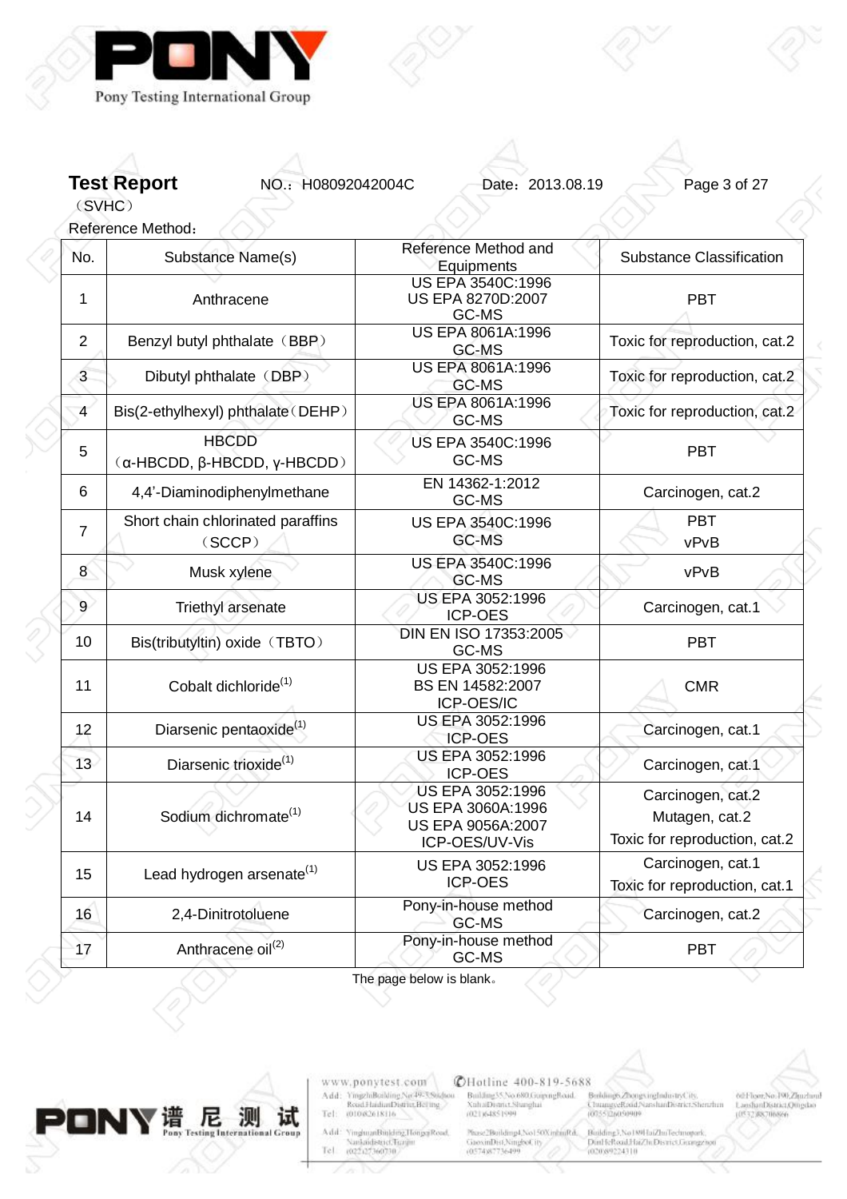**Test Report** NO.：H08092042004C Date：2013.08.19

（SVHC）

Reference Method：

| No. | Substance Name(s) | Reference Method and Equipments | Substance Classification |
|---|---|---|---|
| 1 | Anthracene | US EPA 3540C:1996<br>US EPA 8270D:2007<br>GC-MS | PBT |
| 2 | Benzyl butyl phthalate（BBP） | US EPA 8061A:1996<br>GC-MS | Toxic for reproduction, cat.2 |
| 3 | Dibutyl phthalate（DBP） | US EPA 8061A:1996<br>GC-MS | Toxic for reproduction, cat.2 |
| 4 | Bis(2-ethylhexyl) phthalate（DEHP） | US EPA 8061A:1996<br>GC-MS | Toxic for reproduction, cat.2 |
| 5 | HBCDD<br>（α-HBCDD, β-HBCDD, γ-HBCDD） | US EPA 3540C:1996<br>GC-MS | PBT |
| 6 | 4,4'-Diaminodiphenylmethane | EN 14362-1:2012<br>GC-MS | Carcinogen, cat.2 |
| 7 | Short chain chlorinated paraffins（SCCP） | US EPA 3540C:1996<br>GC-MS | PBT<br>vPvB |
| 8 | Musk xylene | US EPA 3540C:1996<br>GC-MS | vPvB |
| 9 | Triethyl arsenate | US EPA 3052:1996<br>ICP-OES | Carcinogen, cat.1 |
| 10 | Bis(tributyltin) oxide（TBTO） | DIN EN ISO 17353:2005<br>GC-MS | PBT |
| 11 | Cobalt dichloride(1) | US EPA 3052:1996<br>BS EN 14582:2007<br>ICP-OES/IC | CMR |
| 12 | Diarsenic pentaoxide(1) | US EPA 3052:1996<br>ICP-OES | Carcinogen, cat.1 |
| 13 | Diarsenic trioxide(1) | US EPA 3052:1996<br>ICP-OES | Carcinogen, cat.1 |
| 14 | Sodium dichromate(1) | US EPA 3052:1996<br>US EPA 3060A:1996<br>US EPA 9056A:2007<br>ICP-OES/UV-Vis | Carcinogen, cat.2<br>Mutagen, cat.2<br>Toxic for reproduction, cat.2 |
| 15 | Lead hydrogen arsenate(1) | US EPA 3052:1996<br>ICP-OES | Carcinogen, cat.1<br>Toxic for reproduction, cat.1 |
| 16 | 2,4-Dinitrotoluene | Pony-in-house method<br>GC-MS | Carcinogen, cat.2 |
| 17 | Anthracene oil(2) | Pony-in-house method<br>GC-MS | PBT |

The page below is blank。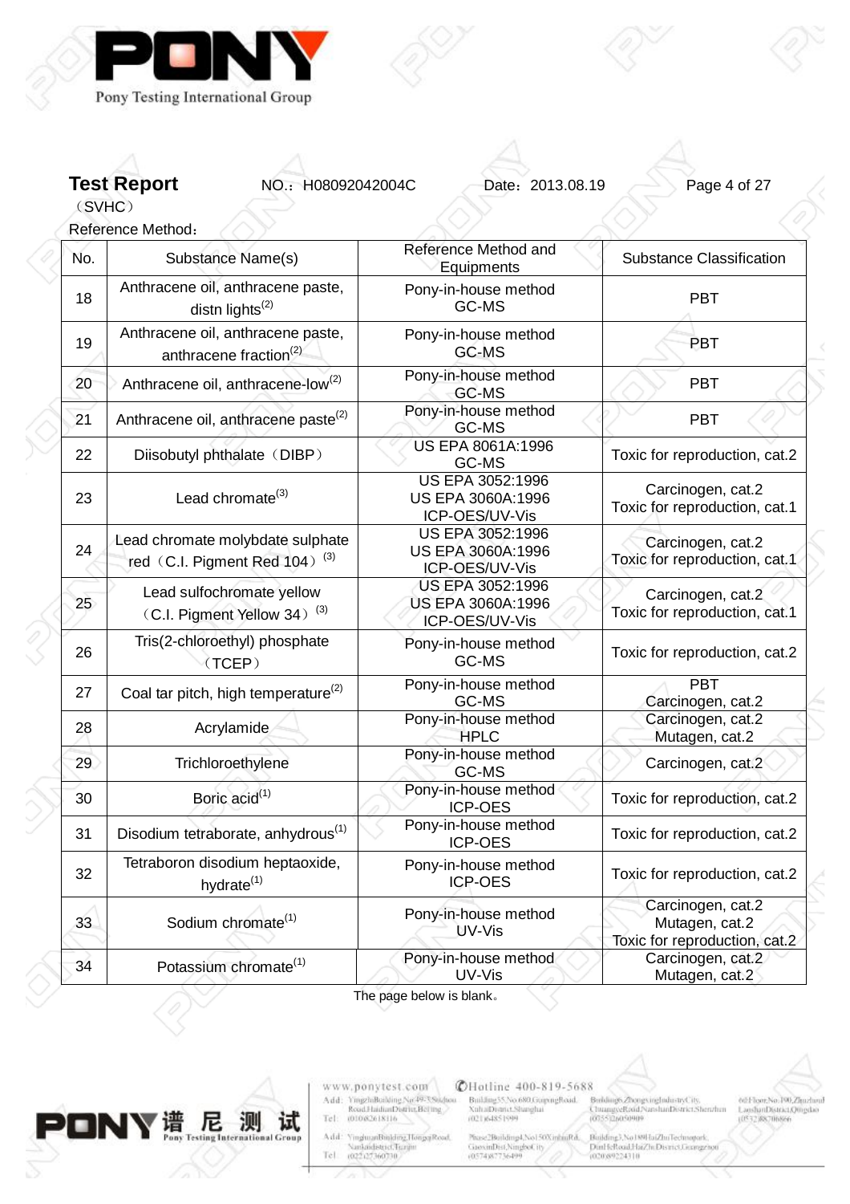**Test Report** NO.：H08092042004C Date：2013.08.19

（SVHC）

Reference Method：

| No. | Substance Name(s) | Reference Method and Equipments | Substance Classification |
|---|---|---|---|
| 18 | Anthracene oil, anthracene paste, distn lights[2] | Pony-in-house method GC-MS | PBT |
| 19 | Anthracene oil, anthracene paste, anthracene fraction[2] | Pony-in-house method GC-MS | PBT |
| 20 | Anthracene oil, anthracene-low[2] | Pony-in-house method GC-MS | PBT |
| 21 | Anthracene oil, anthracene paste[2] | Pony-in-house method GC-MS | PBT |
| 22 | Diisobutyl phthalate（DIBP） | US EPA 8061A:1996 GC-MS | Toxic for reproduction, cat.2 |
| 23 | Lead chromate[3] | US EPA 3052:1996 US EPA 3060A:1996 ICP-OES/UV-Vis | Carcinogen, cat.2 Toxic for reproduction, cat.1 |
| 24 | Lead chromate molybdate sulphate red（C.I. Pigment Red 104）[3] | US EPA 3052:1996 US EPA 3060A:1996 ICP-OES/UV-Vis | Carcinogen, cat.2 Toxic for reproduction, cat.1 |
| 25 | Lead sulfochromate yellow（C.I. Pigment Yellow 34）[3] | US EPA 3052:1996 US EPA 3060A:1996 ICP-OES/UV-Vis | Carcinogen, cat.2 Toxic for reproduction, cat.1 |
| 26 | Tris(2-chloroethyl) phosphate（TCEP） | Pony-in-house method GC-MS | Toxic for reproduction, cat.2 |
| 27 | Coal tar pitch, high temperature[2] | Pony-in-house method GC-MS | PBT Carcinogen, cat.2 |
| 28 | Acrylamide | Pony-in-house method HPLC | Carcinogen, cat.2 Mutagen, cat.2 |
| 29 | Trichloroethylene | Pony-in-house method GC-MS | Carcinogen, cat.2 |
| 30 | Boric acid[1] | Pony-in-house method ICP-OES | Toxic for reproduction, cat.2 |
| 31 | Disodium tetraborate, anhydrous[1] | Pony-in-house method ICP-OES | Toxic for reproduction, cat.2 |
| 32 | Tetraboron disodium heptaoxide, hydrate[1] | Pony-in-house method ICP-OES | Toxic for reproduction, cat.2 |
| 33 | Sodium chromate[1] | Pony-in-house method UV-Vis | Carcinogen, cat.2 Mutagen, cat.2 Toxic for reproduction, cat.2 |
| 34 | Potassium chromate[1] | Pony-in-house method UV-Vis | Carcinogen, cat.2 Mutagen, cat.2 |

The page below is blank。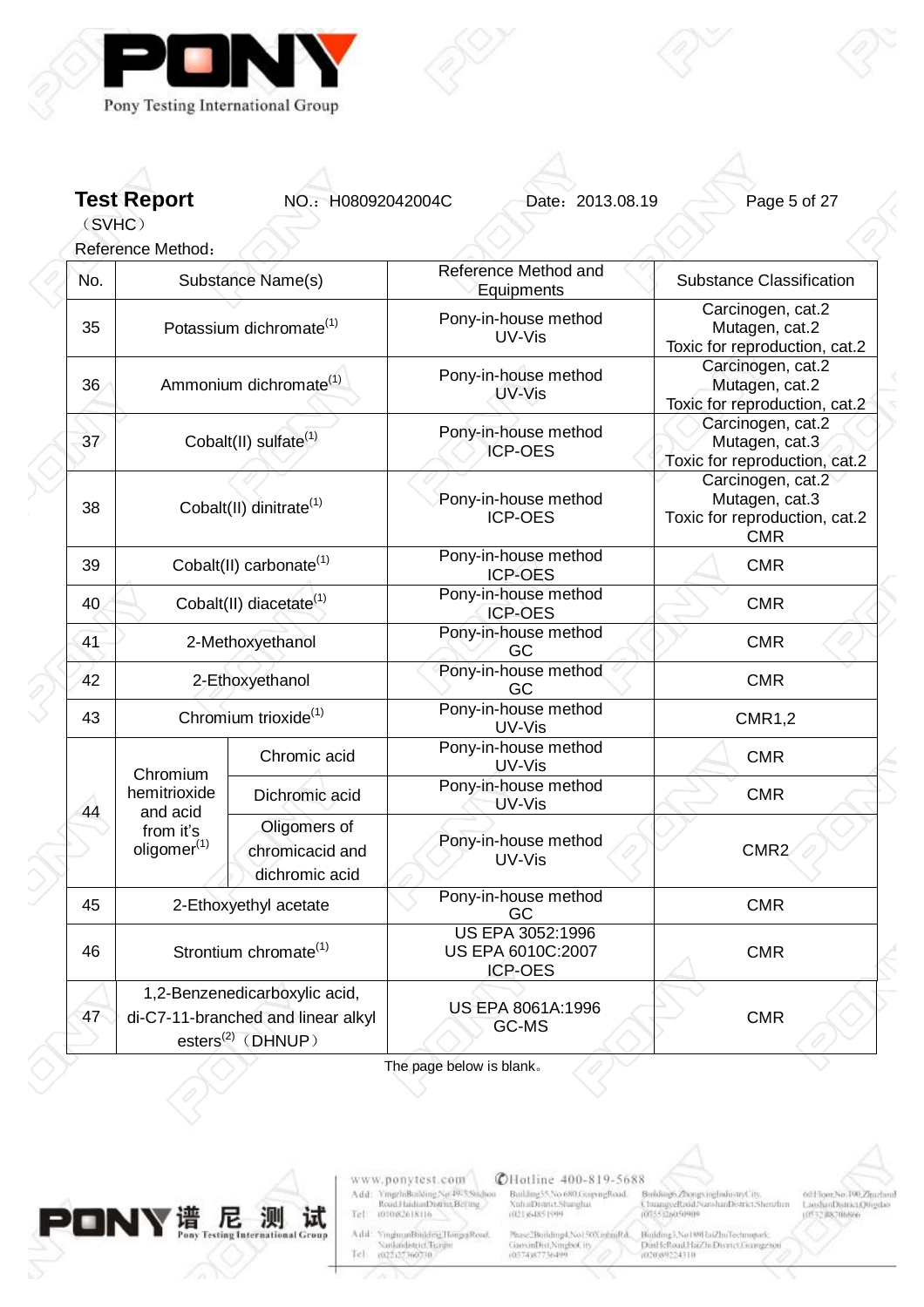**Test Report** NO.：H08092042004C Date：2013.08.19

（SVHC）

Reference Method：

| No. | Substance Name(s) | | Reference Method and Equipments | Substance Classification |
|---|---|---|---|---|
| 35 | Potassium dichromate[1] | | Pony-in-house method UV-Vis | Carcinogen, cat.2 Mutagen, cat.2 Toxic for reproduction, cat.2 |
| 36 | Ammonium dichromate[1] | | Pony-in-house method UV-Vis | Carcinogen, cat.2 Mutagen, cat.2 Toxic for reproduction, cat.2 |
| 37 | Cobalt(II) sulfate[1] | | Pony-in-house method ICP-OES | Carcinogen, cat.2 Mutagen, cat.3 Toxic for reproduction, cat.2 |
| 38 | Cobalt(II) dinitrate[1] | | Pony-in-house method ICP-OES | Carcinogen, cat.2 Mutagen, cat.3 Toxic for reproduction, cat.2 CMR |
| 39 | Cobalt(II) carbonate[1] | | Pony-in-house method ICP-OES | CMR |
| 40 | Cobalt(II) diacetate[1] | | Pony-in-house method ICP-OES | CMR |
| 41 | 2-Methoxyethanol | | Pony-in-house method GC | CMR |
| 42 | 2-Ethoxyethanol | | Pony-in-house method GC | CMR |
| 43 | Chromium trioxide[1] | | Pony-in-house method UV-Vis | CMR1,2 |
| 44 | Chromium hemitrioxide and acid from it's oligomer[1] | Chromic acid | Pony-in-house method UV-Vis | CMR |
| | | Dichromic acid | Pony-in-house method UV-Vis | CMR |
| | | Oligomers of chromicacid and dichromic acid | Pony-in-house method UV-Vis | CMR2 |
| 45 | 2-Ethoxyethyl acetate | | Pony-in-house method GC | CMR |
| 46 | Strontium chromate[1] | | US EPA 3052:1996 US EPA 6010C:2007 ICP-OES | CMR |
| 47 | 1,2-Benzenedicarboxylic acid, di-C7-11-branched and linear alkyl esters[2]（DHNUP） | | US EPA 8061A:1996 GC-MS | CMR |

The page below is blank。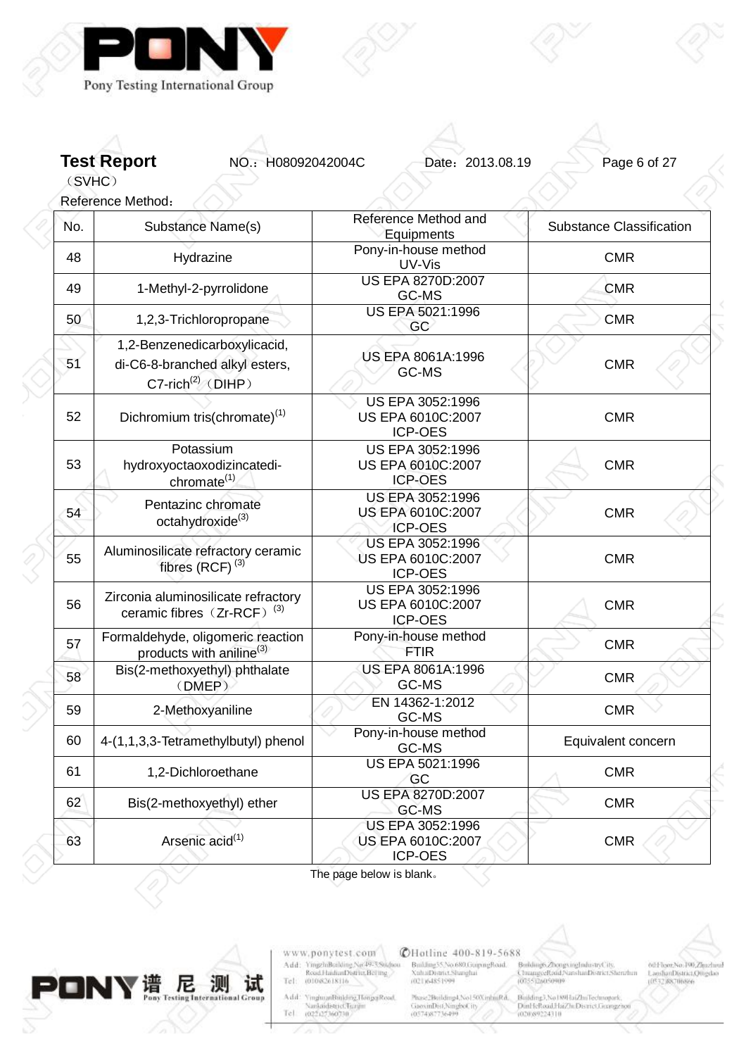**Test Report** NO.：H08092042004C Date：2013.08.19

（SVHC）

Reference Method：

| No. | Substance Name(s) | Reference Method and Equipments | Substance Classification |
|---|---|---|---|
| 48 | Hydrazine | Pony-in-house method UV-Vis | CMR |
| 49 | 1-Methyl-2-pyrrolidone | US EPA 8270D:2007 GC-MS | CMR |
| 50 | 1,2,3-Trichloropropane | US EPA 5021:1996 GC | CMR |
| 51 | 1,2-Benzenedicarboxylicacid, di-C6-8-branched alkyl esters, C7-rich(2)（DIHP） | US EPA 8061A:1996 GC-MS | CMR |
| 52 | Dichromium tris(chromate)(1) | US EPA 3052:1996 US EPA 6010C:2007 ICP-OES | CMR |
| 53 | Potassium hydroxyoctaoxodizincatedi-chromate(1) | US EPA 3052:1996 US EPA 6010C:2007 ICP-OES | CMR |
| 54 | Pentazinc chromate octahydroxide(3) | US EPA 3052:1996 US EPA 6010C:2007 ICP-OES | CMR |
| 55 | Aluminosilicate refractory ceramic fibres (RCF) (3) | US EPA 3052:1996 US EPA 6010C:2007 ICP-OES | CMR |
| 56 | Zirconia aluminosilicate refractory ceramic fibres（Zr-RCF）(3) | US EPA 3052:1996 US EPA 6010C:2007 ICP-OES | CMR |
| 57 | Formaldehyde, oligomeric reaction products with aniline(3) | Pony-in-house method FTIR | CMR |
| 58 | Bis(2-methoxyethyl) phthalate（DMEP） | US EPA 8061A:1996 GC-MS | CMR |
| 59 | 2-Methoxyaniline | EN 14362-1:2012 GC-MS | CMR |
| 60 | 4-(1,1,3,3-Tetramethylbutyl) phenol | Pony-in-house method GC-MS | Equivalent concern |
| 61 | 1,2-Dichloroethane | US EPA 5021:1996 GC | CMR |
| 62 | Bis(2-methoxyethyl) ether | US EPA 8270D:2007 GC-MS | CMR |
| 63 | Arsenic acid(1) | US EPA 3052:1996 US EPA 6010C:2007 ICP-OES | CMR |

The page below is blank。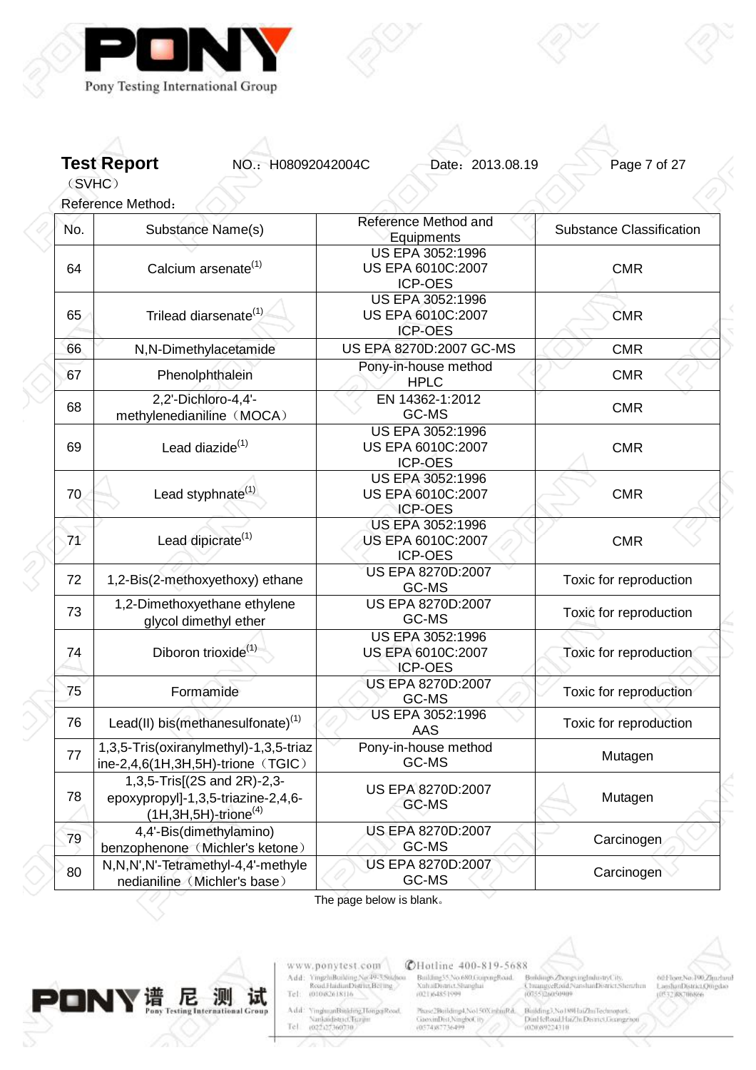**Test Report** NO.：H08092042004C Date：2013.08.19

（SVHC）

Reference Method：

| No. | Substance Name(s) | Reference Method and Equipments | Substance Classification |
|---|---|---|---|
| 64 | Calcium arsenate(1) | US EPA 3052:1996<br>US EPA 6010C:2007<br>ICP-OES | CMR |
| 65 | Trilead diarsenate(1) | US EPA 3052:1996<br>US EPA 6010C:2007<br>ICP-OES | CMR |
| 66 | N,N-Dimethylacetamide | US EPA 8270D:2007 GC-MS | CMR |
| 67 | Phenolphthalein | Pony-in-house method<br>HPLC | CMR |
| 68 | 2,2'-Dichloro-4,4'-methylenedianiline（MOCA） | EN 14362-1:2012<br>GC-MS | CMR |
| 69 | Lead diazide(1) | US EPA 3052:1996<br>US EPA 6010C:2007<br>ICP-OES | CMR |
| 70 | Lead styphnate(1) | US EPA 3052:1996<br>US EPA 6010C:2007<br>ICP-OES | CMR |
| 71 | Lead dipicrate(1) | US EPA 3052:1996<br>US EPA 6010C:2007<br>ICP-OES | CMR |
| 72 | 1,2-Bis(2-methoxyethoxy) ethane | US EPA 8270D:2007<br>GC-MS | Toxic for reproduction |
| 73 | 1,2-Dimethoxyethane ethylene glycol dimethyl ether | US EPA 8270D:2007<br>GC-MS | Toxic for reproduction |
| 74 | Diboron trioxide(1) | US EPA 3052:1996<br>US EPA 6010C:2007<br>ICP-OES | Toxic for reproduction |
| 75 | Formamide | US EPA 8270D:2007<br>GC-MS | Toxic for reproduction |
| 76 | Lead(II) bis(methanesulfonate)(1) | US EPA 3052:1996<br>AAS | Toxic for reproduction |
| 77 | 1,3,5-Tris(oxiranylmethyl)-1,3,5-triazine-2,4,6(1H,3H,5H)-trione（TGIC） | Pony-in-house method<br>GC-MS | Mutagen |
| 78 | 1,3,5-Tris[(2S and 2R)-2,3-epoxypropyl]-1,3,5-triazine-2,4,6-(1H,3H,5H)-trione(4) | US EPA 8270D:2007<br>GC-MS | Mutagen |
| 79 | 4,4'-Bis(dimethylamino) benzophenone（Michler's ketone） | US EPA 8270D:2007<br>GC-MS | Carcinogen |
| 80 | N,N,N',N'-Tetramethyl-4,4'-methylenedianiline（Michler's base） | US EPA 8270D:2007<br>GC-MS | Carcinogen |

The page below is blank。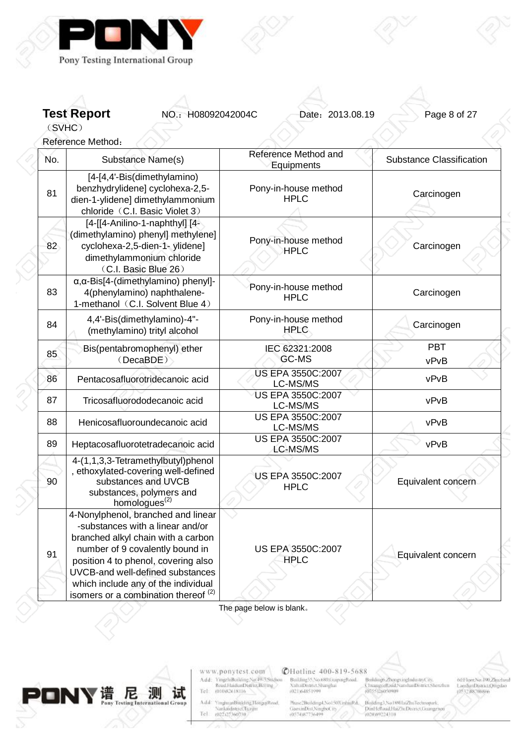**Test Report** NO.：H08092042004C Date：2013.08.19

（SVHC）

Reference Method：

| No. | Substance Name(s) | Reference Method and Equipments | Substance Classification |
|---|---|---|---|
| 81 | [4-[4,4'-Bis(dimethylamino) benzhydrylidene] cyclohexa-2,5-dien-1-ylidene] dimethylammonium chloride（C.I. Basic Violet 3） | Pony-in-house method HPLC | Carcinogen |
| 82 | [4-[[4-Anilino-1-naphthyl] [4-(dimethylamino) phenyl] methylene] cyclohexa-2,5-dien-1- ylidene] dimethylammonium chloride （C.I. Basic Blue 26） | Pony-in-house method HPLC | Carcinogen |
| 83 | α,α-Bis[4-(dimethylamino) phenyl]-4(phenylamino) naphthalene-1-methanol（C.I. Solvent Blue 4） | Pony-in-house method HPLC | Carcinogen |
| 84 | 4,4'-Bis(dimethylamino)-4"-(methylamino) trityl alcohol | Pony-in-house method HPLC | Carcinogen |
| 85 | Bis(pentabromophenyl) ether （DecaBDE） | IEC 62321:2008 GC-MS | PBT vPvB |
| 86 | Pentacosafluorotridecanoic acid | US EPA 3550C:2007 LC-MS/MS | vPvB |
| 87 | Tricosafluorododecanoic acid | US EPA 3550C:2007 LC-MS/MS | vPvB |
| 88 | Henicosafluoroundecanoic acid | US EPA 3550C:2007 LC-MS/MS | vPvB |
| 89 | Heptacosafluorotetradecanoic acid | US EPA 3550C:2007 LC-MS/MS | vPvB |
| 90 | 4-(1,1,3,3-Tetramethylbutyl)phenol, ethoxylated-covering well-defined substances and UVCB substances, polymers and homologues(2) | US EPA 3550C:2007 HPLC | Equivalent concern |
| 91 | 4-Nonylphenol, branched and linear -substances with a linear and/or branched alkyl chain with a carbon number of 9 covalently bound in position 4 to phenol, covering also UVCB-and well-defined substances which include any of the individual isomers or a combination thereof (2) | US EPA 3550C:2007 HPLC | Equivalent concern |

The page below is blank。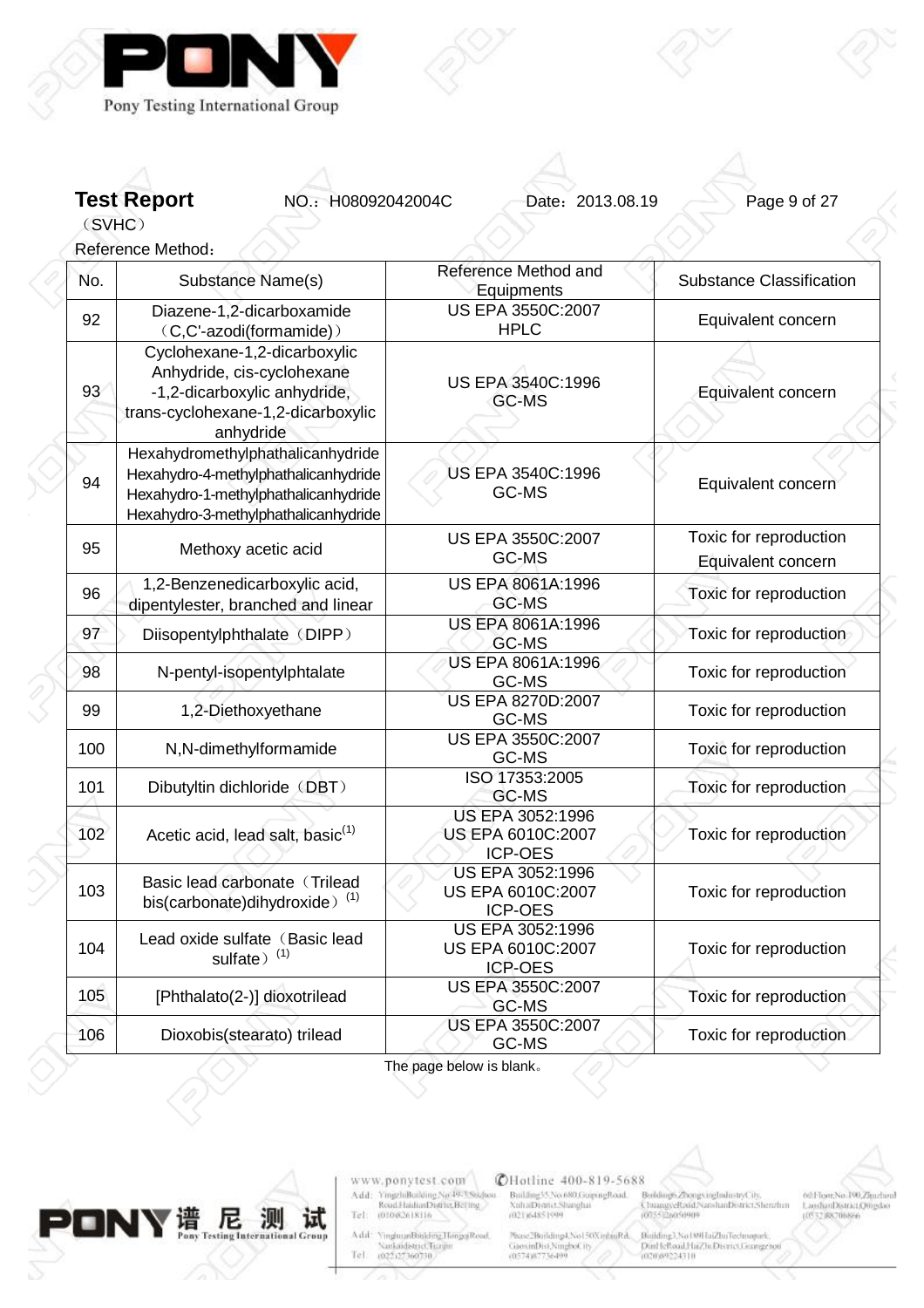**Test Report** NO.：H08092042004C Date：2013.08.19

（SVHC）

Reference Method：

| No. | Substance Name(s) | Reference Method and Equipments | Substance Classification |
|---|---|---|---|
| 92 | Diazene-1,2-dicarboxamide（C,C'-azodi(formamide)） | US EPA 3550C:2007 HPLC | Equivalent concern |
| 93 | Cyclohexane-1,2-dicarboxylic Anhydride, cis-cyclohexane -1,2-dicarboxylic anhydride, trans-cyclohexane-1,2-dicarboxylic anhydride | US EPA 3540C:1996 GC-MS | Equivalent concern |
| 94 | Hexahydromethylphathalicanhydride Hexahydro-4-methylphathalicanhydride Hexahydro-1-methylphathalicanhydride Hexahydro-3-methylphathalicanhydride | US EPA 3540C:1996 GC-MS | Equivalent concern |
| 95 | Methoxy acetic acid | US EPA 3550C:2007 GC-MS | Toxic for reproduction Equivalent concern |
| 96 | 1,2-Benzenedicarboxylic acid, dipentylester, branched and linear | US EPA 8061A:1996 GC-MS | Toxic for reproduction |
| 97 | Diisopentylphthalate（DIPP） | US EPA 8061A:1996 GC-MS | Toxic for reproduction |
| 98 | N-pentyl-isopentylphtalate | US EPA 8061A:1996 GC-MS | Toxic for reproduction |
| 99 | 1,2-Diethoxyethane | US EPA 8270D:2007 GC-MS | Toxic for reproduction |
| 100 | N,N-dimethylformamide | US EPA 3550C:2007 GC-MS | Toxic for reproduction |
| 101 | Dibutyltin dichloride（DBT） | ISO 17353:2005 GC-MS | Toxic for reproduction |
| 102 | Acetic acid, lead salt, basic(1) | US EPA 3052:1996 US EPA 6010C:2007 ICP-OES | Toxic for reproduction |
| 103 | Basic lead carbonate（Trilead bis(carbonate)dihydroxide）(1) | US EPA 3052:1996 US EPA 6010C:2007 ICP-OES | Toxic for reproduction |
| 104 | Lead oxide sulfate（Basic lead sulfate）(1) | US EPA 3052:1996 US EPA 6010C:2007 ICP-OES | Toxic for reproduction |
| 105 | [Phthalato(2-)] dioxotrilead | US EPA 3550C:2007 GC-MS | Toxic for reproduction |
| 106 | Dioxobis(stearato) trilead | US EPA 3550C:2007 GC-MS | Toxic for reproduction |

The page below is blank。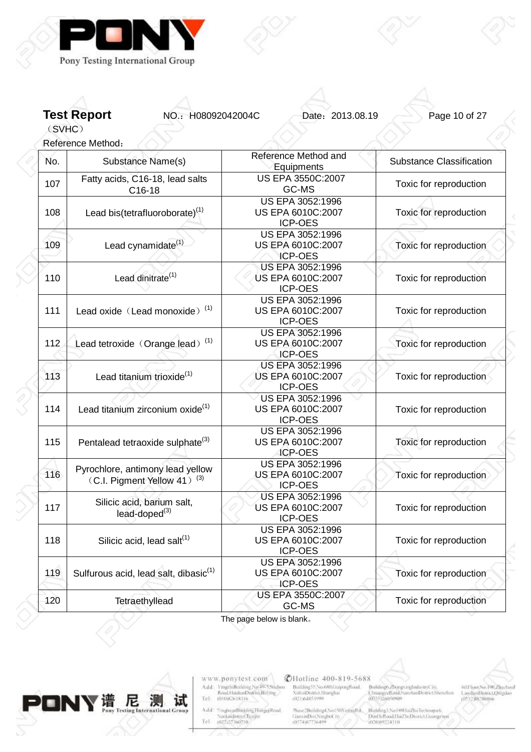**Test Report** NO.：H08092042004C Date：2013.08.19

（SVHC）

Reference Method：

| No. | Substance Name(s) | Reference Method and Equipments | Substance Classification |
|---|---|---|---|
| 107 | Fatty acids, C16-18, lead salts C16-18 | US EPA 3550C:2007 GC-MS | Toxic for reproduction |
| 108 | Lead bis(tetrafluoroborate)[1] | US EPA 3052:1996 US EPA 6010C:2007 ICP-OES | Toxic for reproduction |
| 109 | Lead cyanamidate[1] | US EPA 3052:1996 US EPA 6010C:2007 ICP-OES | Toxic for reproduction |
| 110 | Lead dinitrate[1] | US EPA 3052:1996 US EPA 6010C:2007 ICP-OES | Toxic for reproduction |
| 111 | Lead oxide（Lead monoxide）[1] | US EPA 3052:1996 US EPA 6010C:2007 ICP-OES | Toxic for reproduction |
| 112 | Lead tetroxide（Orange lead）[1] | US EPA 3052:1996 US EPA 6010C:2007 ICP-OES | Toxic for reproduction |
| 113 | Lead titanium trioxide[1] | US EPA 3052:1996 US EPA 6010C:2007 ICP-OES | Toxic for reproduction |
| 114 | Lead titanium zirconium oxide[1] | US EPA 3052:1996 US EPA 6010C:2007 ICP-OES | Toxic for reproduction |
| 115 | Pentalead tetraoxide sulphate[3] | US EPA 3052:1996 US EPA 6010C:2007 ICP-OES | Toxic for reproduction |
| 116 | Pyrochlore, antimony lead yellow（C.I. Pigment Yellow 41）[3] | US EPA 3052:1996 US EPA 6010C:2007 ICP-OES | Toxic for reproduction |
| 117 | Silicic acid, barium salt, lead-doped[3] | US EPA 3052:1996 US EPA 6010C:2007 ICP-OES | Toxic for reproduction |
| 118 | Silicic acid, lead salt[1] | US EPA 3052:1996 US EPA 6010C:2007 ICP-OES | Toxic for reproduction |
| 119 | Sulfurous acid, lead salt, dibasic[1] | US EPA 3052:1996 US EPA 6010C:2007 ICP-OES | Toxic for reproduction |
| 120 | Tetraethyllead | US EPA 3550C:2007 GC-MS | Toxic for reproduction |

The page below is blank。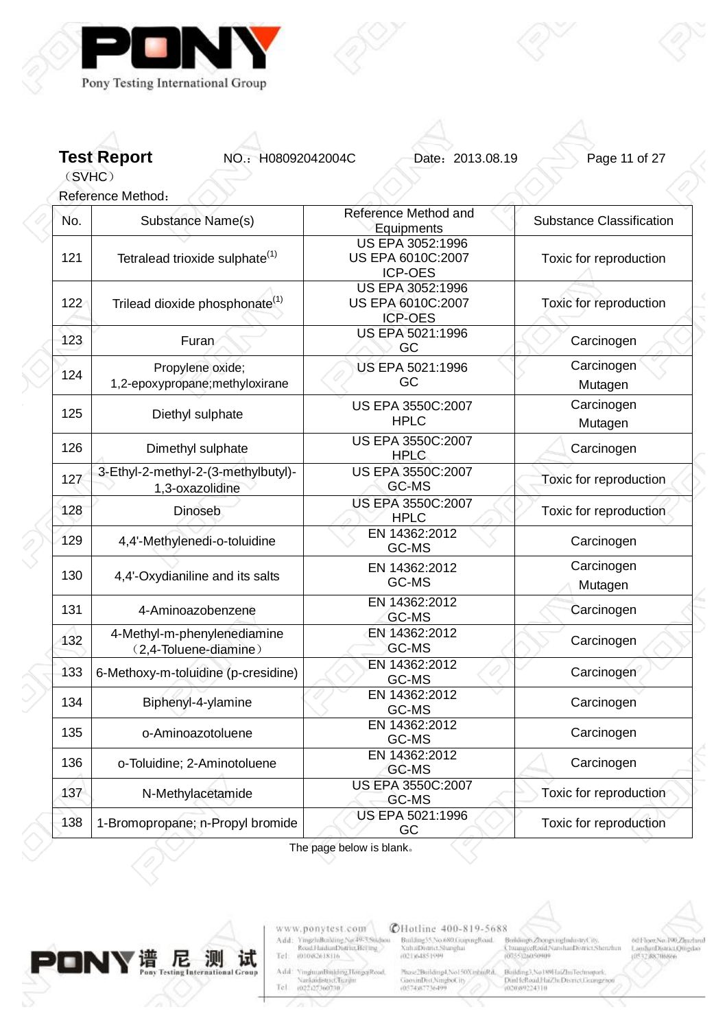**Test Report** NO.：H08092042004C Date：2013.08.19

（SVHC）

Reference Method：

| No. | Substance Name(s) | Reference Method and Equipments | Substance Classification |
|---|---|---|---|
| 121 | Tetralead trioxide sulphate[1] | US EPA 3052:1996<br>US EPA 6010C:2007<br>ICP-OES | Toxic for reproduction |
| 122 | Trilead dioxide phosphonate[1] | US EPA 3052:1996<br>US EPA 6010C:2007<br>ICP-OES | Toxic for reproduction |
| 123 | Furan | US EPA 5021:1996<br>GC | Carcinogen |
| 124 | Propylene oxide;<br>1,2-epoxypropane;methyloxirane | US EPA 5021:1996<br>GC | Carcinogen<br>Mutagen |
| 125 | Diethyl sulphate | US EPA 3550C:2007<br>HPLC | Carcinogen<br>Mutagen |
| 126 | Dimethyl sulphate | US EPA 3550C:2007<br>HPLC | Carcinogen |
| 127 | 3-Ethyl-2-methyl-2-(3-methylbutyl)-1,3-oxazolidine | US EPA 3550C:2007<br>GC-MS | Toxic for reproduction |
| 128 | Dinoseb | US EPA 3550C:2007<br>HPLC | Toxic for reproduction |
| 129 | 4,4'-Methylenedi-o-toluidine | EN 14362:2012<br>GC-MS | Carcinogen |
| 130 | 4,4'-Oxydianiline and its salts | EN 14362:2012<br>GC-MS | Carcinogen<br>Mutagen |
| 131 | 4-Aminoazobenzene | EN 14362:2012<br>GC-MS | Carcinogen |
| 132 | 4-Methyl-m-phenylenediamine<br>（2,4-Toluene-diamine） | EN 14362:2012<br>GC-MS | Carcinogen |
| 133 | 6-Methoxy-m-toluidine (p-cresidine) | EN 14362:2012<br>GC-MS | Carcinogen |
| 134 | Biphenyl-4-ylamine | EN 14362:2012<br>GC-MS | Carcinogen |
| 135 | o-Aminoazotoluene | EN 14362:2012<br>GC-MS | Carcinogen |
| 136 | o-Toluidine; 2-Aminotoluene | EN 14362:2012<br>GC-MS | Carcinogen |
| 137 | N-Methylacetamide | US EPA 3550C:2007<br>GC-MS | Toxic for reproduction |
| 138 | 1-Bromopropane; n-Propyl bromide | US EPA 5021:1996<br>GC | Toxic for reproduction |

The page below is blank。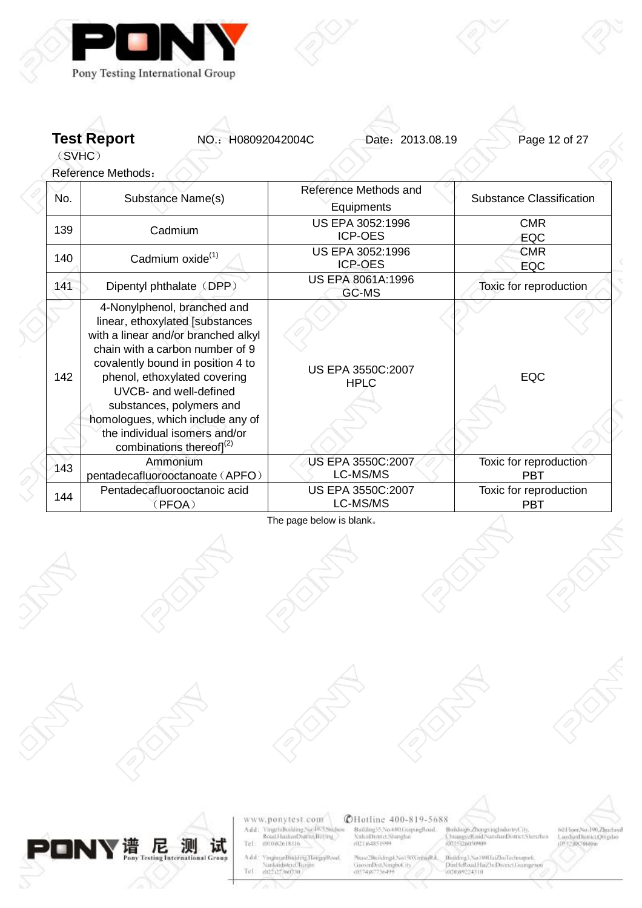**Test Report** NO.：H08092042004C Date：2013.08.19

（SVHC）

Reference Methods：

| No. | Substance Name(s) | Reference Methods and Equipments | Substance Classification |
|---|---|---|---|
| 139 | Cadmium | US EPA 3052:1996<br>ICP-OES | CMR<br>EQC |
| 140 | Cadmium oxide[1] | US EPA 3052:1996<br>ICP-OES | CMR<br>EQC |
| 141 | Dipentyl phthalate（DPP） | US EPA 8061A:1996<br>GC-MS | Toxic for reproduction |
| 142 | 4-Nonylphenol, branched and linear, ethoxylated [substances with a linear and/or branched alkyl chain with a carbon number of 9 covalently bound in position 4 to phenol, ethoxylated covering UVCB- and well-defined substances, polymers and homologues, which include any of the individual isomers and/or combinations thereof][2] | US EPA 3550C:2007<br>HPLC | EQC |
| 143 | Ammonium pentadecafluorooctanoate（APFO） | US EPA 3550C:2007<br>LC-MS/MS | Toxic for reproduction<br>PBT |
| 144 | Pentadecafluorooctanoic acid（PFOA） | US EPA 3550C:2007<br>LC-MS/MS | Toxic for reproduction<br>PBT |

The page below is blank。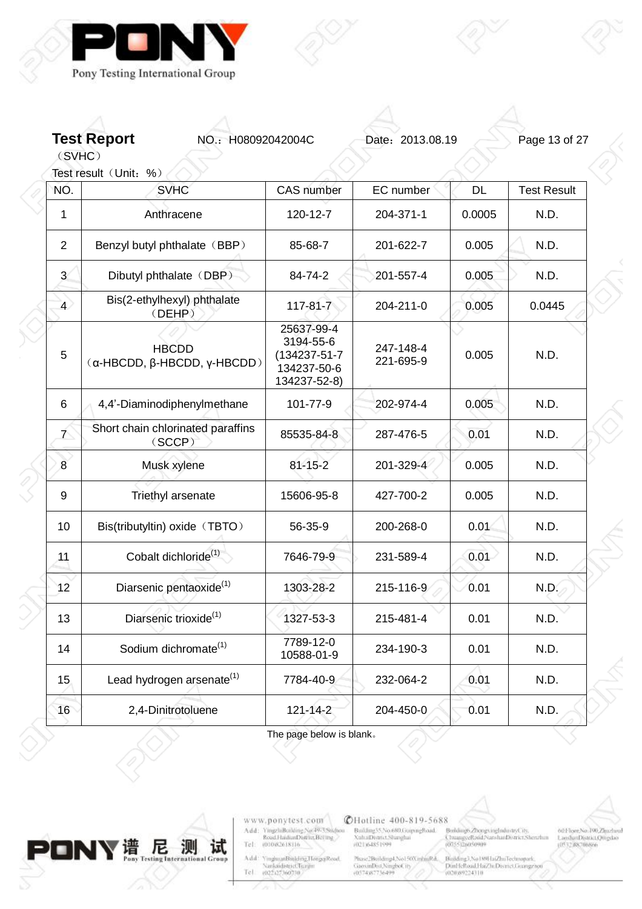**Test Report** NO.：H08092042004C Date：2013.08.19

（SVHC）

Test result（Unit：%）

| NO. | SVHC | CAS number | EC number | DL | Test Result |
|---|---|---|---|---|---|
| 1 | Anthracene | 120-12-7 | 204-371-1 | 0.0005 | N.D. |
| 2 | Benzyl butyl phthalate（BBP） | 85-68-7 | 201-622-7 | 0.005 | N.D. |
| 3 | Dibutyl phthalate（DBP） | 84-74-2 | 201-557-4 | 0.005 | N.D. |
| 4 | Bis(2-ethylhexyl) phthalate（DEHP） | 117-81-7 | 204-211-0 | 0.005 | 0.0445 |
| 5 | HBCDD（α-HBCDD, β-HBCDD, γ-HBCDD） | 25637-99-4 3194-55-6 (134237-51-7 134237-50-6 134237-52-8) | 247-148-4 221-695-9 | 0.005 | N.D. |
| 6 | 4,4’-Diaminodiphenylmethane | 101-77-9 | 202-974-4 | 0.005 | N.D. |
| 7 | Short chain chlorinated paraffins（SCCP） | 85535-84-8 | 287-476-5 | 0.01 | N.D. |
| 8 | Musk xylene | 81-15-2 | 201-329-4 | 0.005 | N.D. |
| 9 | Triethyl arsenate | 15606-95-8 | 427-700-2 | 0.005 | N.D. |
| 10 | Bis(tributyltin) oxide（TBTO） | 56-35-9 | 200-268-0 | 0.01 | N.D. |
| 11 | Cobalt dichloride(1) | 7646-79-9 | 231-589-4 | 0.01 | N.D. |
| 12 | Diarsenic pentaoxide(1) | 1303-28-2 | 215-116-9 | 0.01 | N.D. |
| 13 | Diarsenic trioxide(1) | 1327-53-3 | 215-481-4 | 0.01 | N.D. |
| 14 | Sodium dichromate(1) | 7789-12-0 10588-01-9 | 234-190-3 | 0.01 | N.D. |
| 15 | Lead hydrogen arsenate(1) | 7784-40-9 | 232-064-2 | 0.01 | N.D. |
| 16 | 2,4-Dinitrotoluene | 121-14-2 | 204-450-0 | 0.01 | N.D. |

The page below is blank。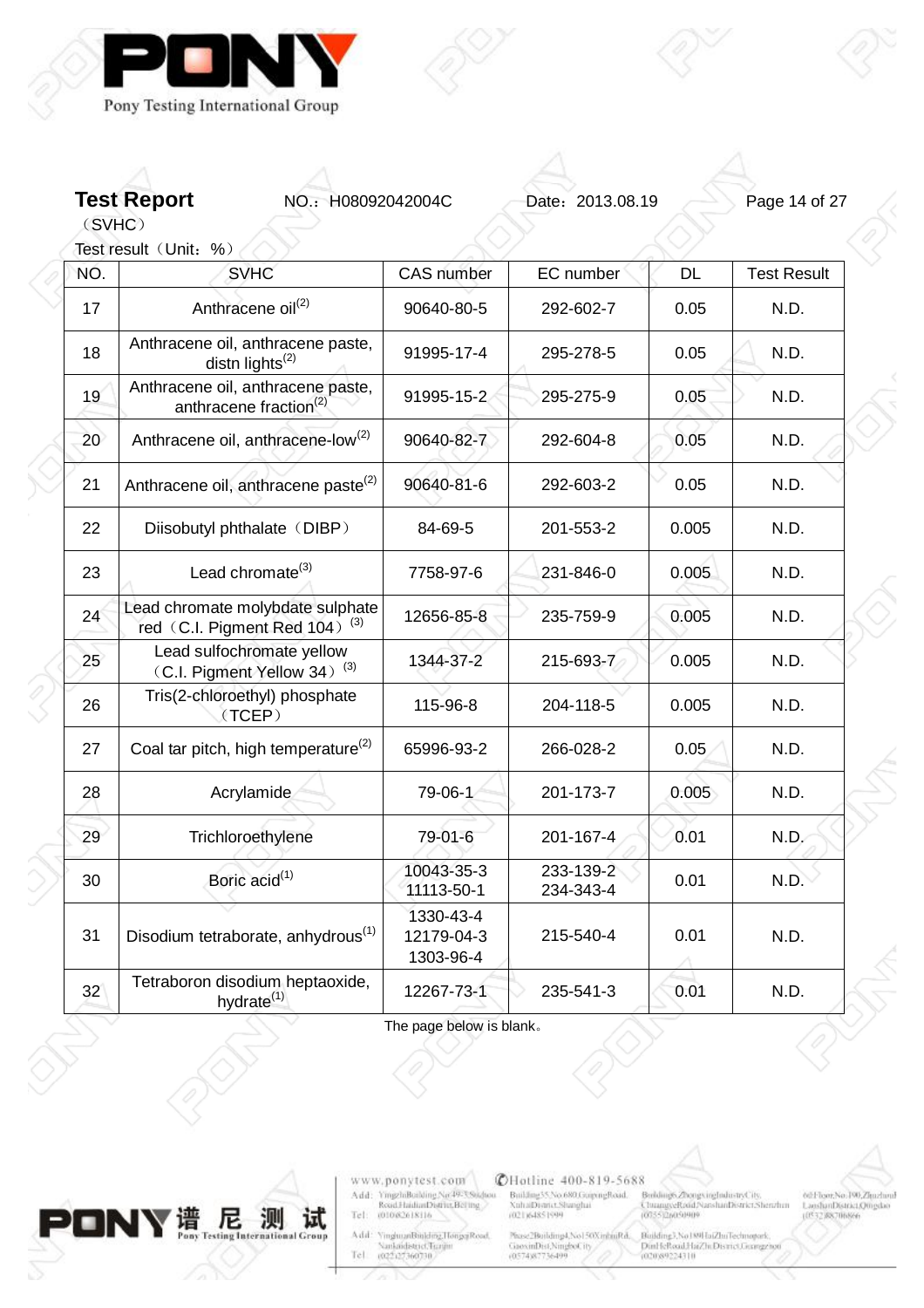**Test Report** NO.：H08092042004C Date：2013.08.19

（SVHC）

Test result（Unit：%）

| NO. | SVHC | CAS number | EC number | DL | Test Result |
|---|---|---|---|---|---|
| 17 | Anthracene oil(2) | 90640-80-5 | 292-602-7 | 0.05 | N.D. |
| 18 | Anthracene oil, anthracene paste, distn lights(2) | 91995-17-4 | 295-278-5 | 0.05 | N.D. |
| 19 | Anthracene oil, anthracene paste, anthracene fraction(2) | 91995-15-2 | 295-275-9 | 0.05 | N.D. |
| 20 | Anthracene oil, anthracene-low(2) | 90640-82-7 | 292-604-8 | 0.05 | N.D. |
| 21 | Anthracene oil, anthracene paste(2) | 90640-81-6 | 292-603-2 | 0.05 | N.D. |
| 22 | Diisobutyl phthalate（DIBP） | 84-69-5 | 201-553-2 | 0.005 | N.D. |
| 23 | Lead chromate(3) | 7758-97-6 | 231-846-0 | 0.005 | N.D. |
| 24 | Lead chromate molybdate sulphate red（C.I. Pigment Red 104）(3) | 12656-85-8 | 235-759-9 | 0.005 | N.D. |
| 25 | Lead sulfochromate yellow（C.I. Pigment Yellow 34）(3) | 1344-37-2 | 215-693-7 | 0.005 | N.D. |
| 26 | Tris(2-chloroethyl) phosphate（TCEP） | 115-96-8 | 204-118-5 | 0.005 | N.D. |
| 27 | Coal tar pitch, high temperature(2) | 65996-93-2 | 266-028-2 | 0.05 | N.D. |
| 28 | Acrylamide | 79-06-1 | 201-173-7 | 0.005 | N.D. |
| 29 | Trichloroethylene | 79-01-6 | 201-167-4 | 0.01 | N.D. |
| 30 | Boric acid(1) | 10043-35-3<br>11113-50-1 | 233-139-2<br>234-343-4 | 0.01 | N.D. |
| 31 | Disodium tetraborate, anhydrous(1) | 1330-43-4<br>12179-04-3<br>1303-96-4 | 215-540-4 | 0.01 | N.D. |
| 32 | Tetraboron disodium heptaoxide, hydrate(1) | 12267-73-1 | 235-541-3 | 0.01 | N.D. |

The page below is blank。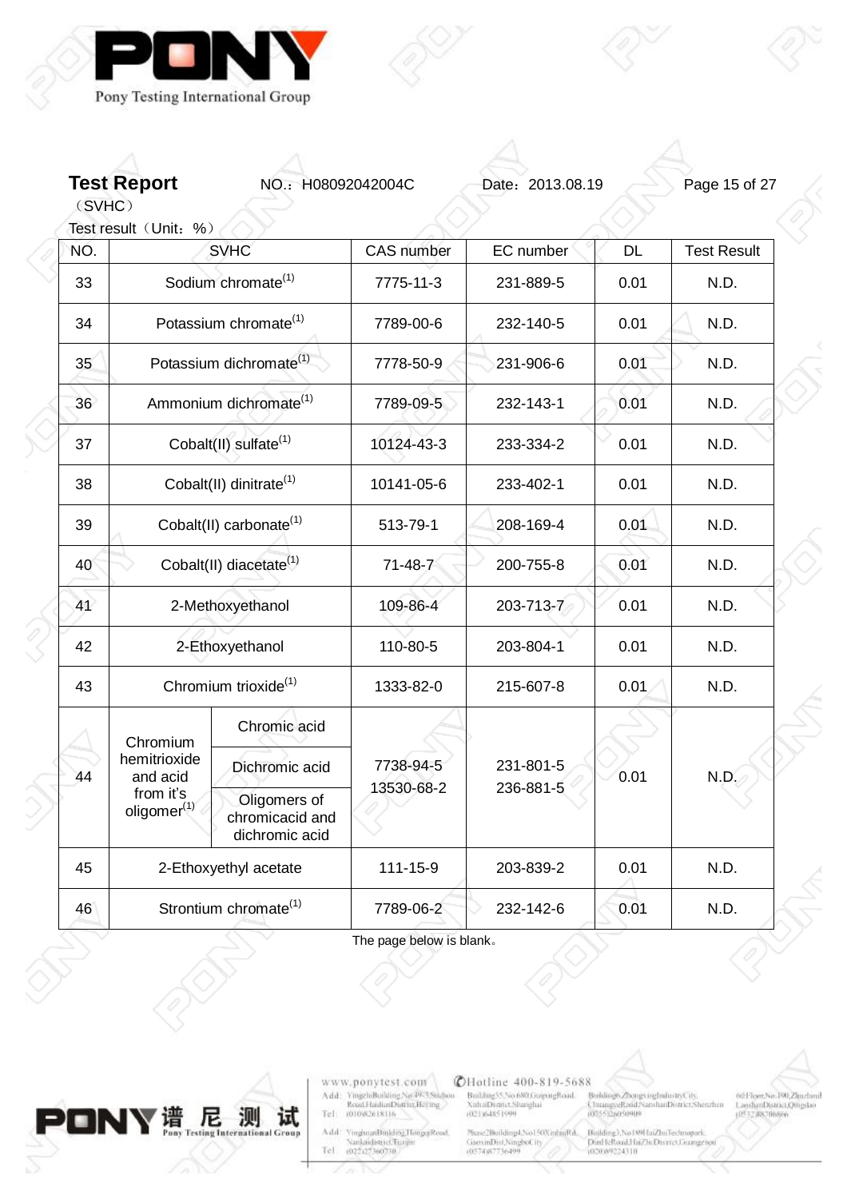**Test Report** NO.：H08092042004C Date：2013.08.19

（SVHC）

Test result（Unit：%）

| NO. | SVHC | | CAS number | EC number | DL | Test Result |
|---|---|---|---|---|---|---|
| 33 | Sodium chromate(1) | | 7775-11-3 | 231-889-5 | 0.01 | N.D. |
| 34 | Potassium chromate(1) | | 7789-00-6 | 232-140-5 | 0.01 | N.D. |
| 35 | Potassium dichromate(1) | | 7778-50-9 | 231-906-6 | 0.01 | N.D. |
| 36 | Ammonium dichromate(1) | | 7789-09-5 | 232-143-1 | 0.01 | N.D. |
| 37 | Cobalt(II) sulfate(1) | | 10124-43-3 | 233-334-2 | 0.01 | N.D. |
| 38 | Cobalt(II) dinitrate(1) | | 10141-05-6 | 233-402-1 | 0.01 | N.D. |
| 39 | Cobalt(II) carbonate(1) | | 513-79-1 | 208-169-4 | 0.01 | N.D. |
| 40 | Cobalt(II) diacetate(1) | | 71-48-7 | 200-755-8 | 0.01 | N.D. |
| 41 | 2-Methoxyethanol | | 109-86-4 | 203-713-7 | 0.01 | N.D. |
| 42 | 2-Ethoxyethanol | | 110-80-5 | 203-804-1 | 0.01 | N.D. |
| 43 | Chromium trioxide(1) | | 1333-82-0 | 215-607-8 | 0.01 | N.D. |
| 44 | Chromium hemitrioxide and acid from it's oligomer(1) | Chromic acid | 7738-94-5 13530-68-2 | 231-801-5 236-881-5 | 0.01 | N.D. |
| | | Dichromic acid | | | | |
| | | Oligomers of chromicacid and dichromic acid | | | | |
| 45 | 2-Ethoxyethyl acetate | | 111-15-9 | 203-839-2 | 0.01 | N.D. |
| 46 | Strontium chromate(1) | | 7789-06-2 | 232-142-6 | 0.01 | N.D. |

The page below is blank。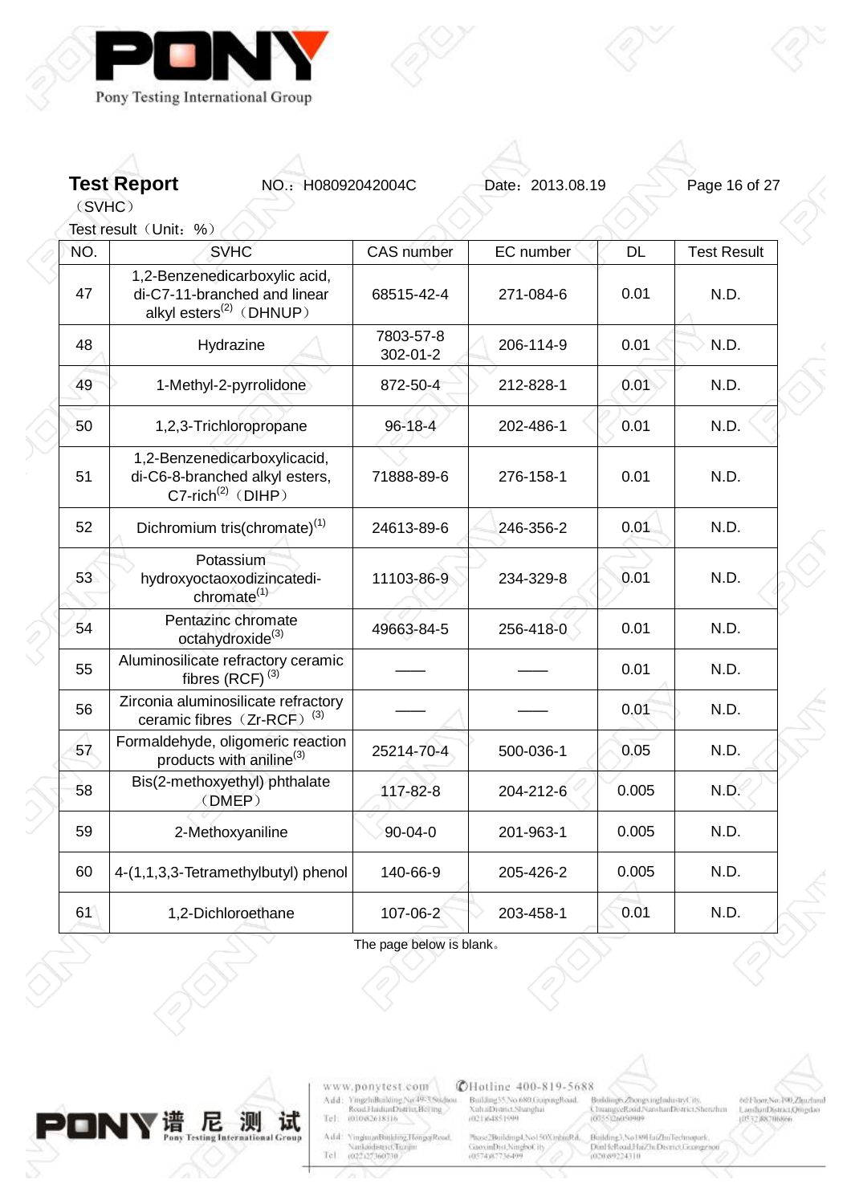**Test Report** NO.：H08092042004C Date：2013.08.19

（SVHC）

Test result（Unit：%）

| NO. | SVHC | CAS number | EC number | DL | Test Result |
|---|---|---|---|---|---|
| 47 | 1,2-Benzenedicarboxylic acid, di-C7-11-branched and linear alkyl esters(2)（DHNUP） | 68515-42-4 | 271-084-6 | 0.01 | N.D. |
| 48 | Hydrazine | 7803-57-8 302-01-2 | 206-114-9 | 0.01 | N.D. |
| 49 | 1-Methyl-2-pyrrolidone | 872-50-4 | 212-828-1 | 0.01 | N.D. |
| 50 | 1,2,3-Trichloropropane | 96-18-4 | 202-486-1 | 0.01 | N.D. |
| 51 | 1,2-Benzenedicarboxylicacid, di-C6-8-branched alkyl esters, C7-rich(2)（DIHP） | 71888-89-6 | 276-158-1 | 0.01 | N.D. |
| 52 | Dichromium tris(chromate)(1) | 24613-89-6 | 246-356-2 | 0.01 | N.D. |
| 53 | Potassium hydroxyoctaoxodizincatedi-chromate(1) | 11103-86-9 | 234-329-8 | 0.01 | N.D. |
| 54 | Pentazinc chromate octahydroxide(3) | 49663-84-5 | 256-418-0 | 0.01 | N.D. |
| 55 | Aluminosilicate refractory ceramic fibres (RCF) (3) | —— | —— | 0.01 | N.D. |
| 56 | Zirconia aluminosilicate refractory ceramic fibres（Zr-RCF）(3) | —— | —— | 0.01 | N.D. |
| 57 | Formaldehyde, oligomeric reaction products with aniline(3) | 25214-70-4 | 500-036-1 | 0.05 | N.D. |
| 58 | Bis(2-methoxyethyl) phthalate（DMEP） | 117-82-8 | 204-212-6 | 0.005 | N.D. |
| 59 | 2-Methoxyaniline | 90-04-0 | 201-963-1 | 0.005 | N.D. |
| 60 | 4-(1,1,3,3-Tetramethylbutyl) phenol | 140-66-9 | 205-426-2 | 0.005 | N.D. |
| 61 | 1,2-Dichloroethane | 107-06-2 | 203-458-1 | 0.01 | N.D. |

The page below is blank。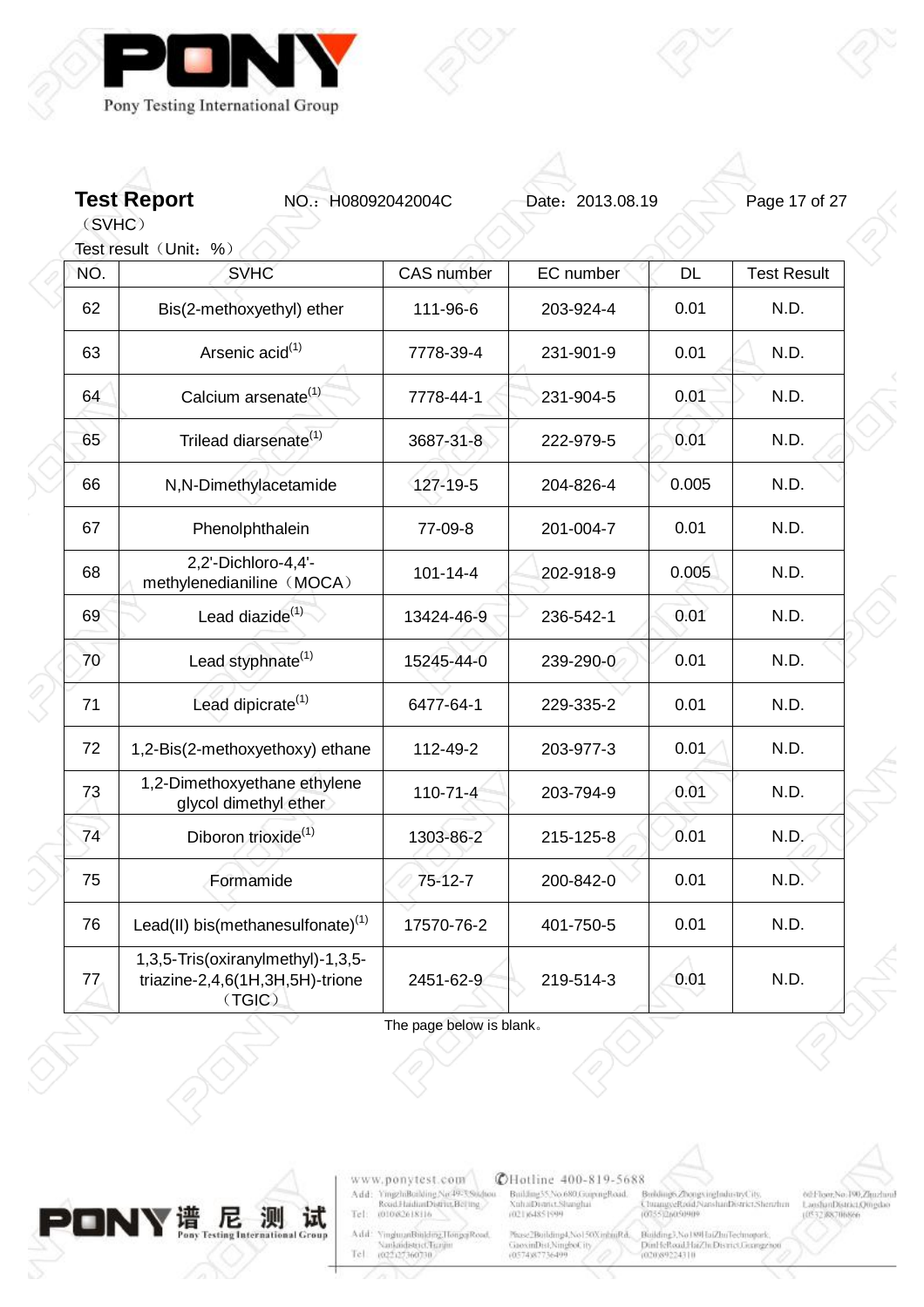**Test Report** NO.：H08092042004C Date：2013.08.19

（SVHC）

Test result（Unit：%）

| NO. | SVHC | CAS number | EC number | DL | Test Result |
|---|---|---|---|---|---|
| 62 | Bis(2-methoxyethyl) ether | 111-96-6 | 203-924-4 | 0.01 | N.D. |
| 63 | Arsenic acid(1) | 7778-39-4 | 231-901-9 | 0.01 | N.D. |
| 64 | Calcium arsenate(1) | 7778-44-1 | 231-904-5 | 0.01 | N.D. |
| 65 | Trilead diarsenate(1) | 3687-31-8 | 222-979-5 | 0.01 | N.D. |
| 66 | N,N-Dimethylacetamide | 127-19-5 | 204-826-4 | 0.005 | N.D. |
| 67 | Phenolphthalein | 77-09-8 | 201-004-7 | 0.01 | N.D. |
| 68 | 2,2'-Dichloro-4,4'-methylenedianiline（MOCA） | 101-14-4 | 202-918-9 | 0.005 | N.D. |
| 69 | Lead diazide(1) | 13424-46-9 | 236-542-1 | 0.01 | N.D. |
| 70 | Lead styphnate(1) | 15245-44-0 | 239-290-0 | 0.01 | N.D. |
| 71 | Lead dipicrate(1) | 6477-64-1 | 229-335-2 | 0.01 | N.D. |
| 72 | 1,2-Bis(2-methoxyethoxy) ethane | 112-49-2 | 203-977-3 | 0.01 | N.D. |
| 73 | 1,2-Dimethoxyethane ethylene glycol dimethyl ether | 110-71-4 | 203-794-9 | 0.01 | N.D. |
| 74 | Diboron trioxide(1) | 1303-86-2 | 215-125-8 | 0.01 | N.D. |
| 75 | Formamide | 75-12-7 | 200-842-0 | 0.01 | N.D. |
| 76 | Lead(II) bis(methanesulfonate)(1) | 17570-76-2 | 401-750-5 | 0.01 | N.D. |
| 77 | 1,3,5-Tris(oxiranylmethyl)-1,3,5-triazine-2,4,6(1H,3H,5H)-trione（TGIC） | 2451-62-9 | 219-514-3 | 0.01 | N.D. |

The page below is blank。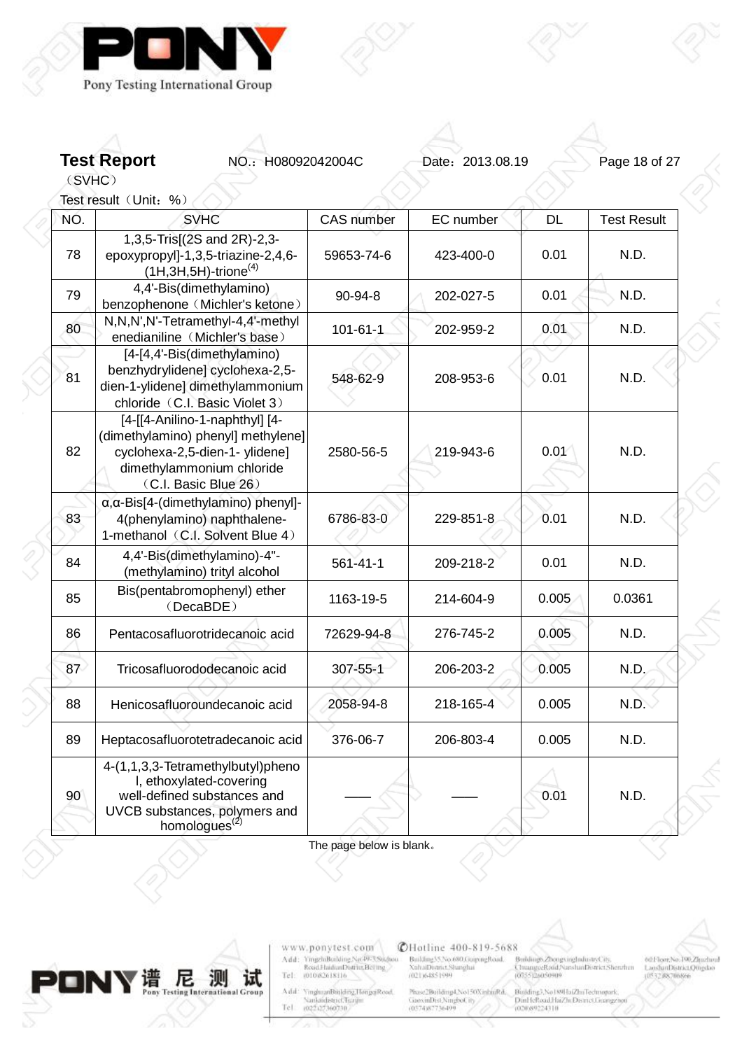**Test Report** NO.：H08092042004C Date：2013.08.19

（SVHC）

Test result（Unit：%）

| NO. | SVHC | CAS number | EC number | DL | Test Result |
|---|---|---|---|---|---|
| 78 | 1,3,5-Tris[(2S and 2R)-2,3-epoxypropyl]-1,3,5-triazine-2,4,6-(1H,3H,5H)-trione(4) | 59653-74-6 | 423-400-0 | 0.01 | N.D. |
| 79 | 4,4'-Bis(dimethylamino) benzophenone（Michler's ketone） | 90-94-8 | 202-027-5 | 0.01 | N.D. |
| 80 | N,N,N',N'-Tetramethyl-4,4'-methyl enedianiline（Michler's base） | 101-61-1 | 202-959-2 | 0.01 | N.D. |
| 81 | [4-[4,4'-Bis(dimethylamino) benzhydrylidene] cyclohexa-2,5-dien-1-ylidene] dimethylammonium chloride（C.I. Basic Violet 3） | 548-62-9 | 208-953-6 | 0.01 | N.D. |
| 82 | [4-[[4-Anilino-1-naphthyl] [4-(dimethylamino) phenyl] methylene] cyclohexa-2,5-dien-1- ylidene] dimethylammonium chloride（C.I. Basic Blue 26） | 2580-56-5 | 219-943-6 | 0.01 | N.D. |
| 83 | α,α-Bis[4-(dimethylamino) phenyl]-4(phenylamino) naphthalene-1-methanol（C.I. Solvent Blue 4） | 6786-83-0 | 229-851-8 | 0.01 | N.D. |
| 84 | 4,4'-Bis(dimethylamino)-4"-(methylamino) trityl alcohol | 561-41-1 | 209-218-2 | 0.01 | N.D. |
| 85 | Bis(pentabromophenyl) ether（DecaBDE） | 1163-19-5 | 214-604-9 | 0.005 | 0.0361 |
| 86 | Pentacosafluorotridecanoic acid | 72629-94-8 | 276-745-2 | 0.005 | N.D. |
| 87 | Tricosafluorododecanoic acid | 307-55-1 | 206-203-2 | 0.005 | N.D. |
| 88 | Henicosafluoroundecanoic acid | 2058-94-8 | 218-165-4 | 0.005 | N.D. |
| 89 | Heptacosafluorotetradecanoic acid | 376-06-7 | 206-803-4 | 0.005 | N.D. |
| 90 | 4-(1,1,3,3-Tetramethylbutyl)phenol, ethoxylated-covering well-defined substances and UVCB substances, polymers and homologues(2) | —— | —— | 0.01 | N.D. |

The page below is blank。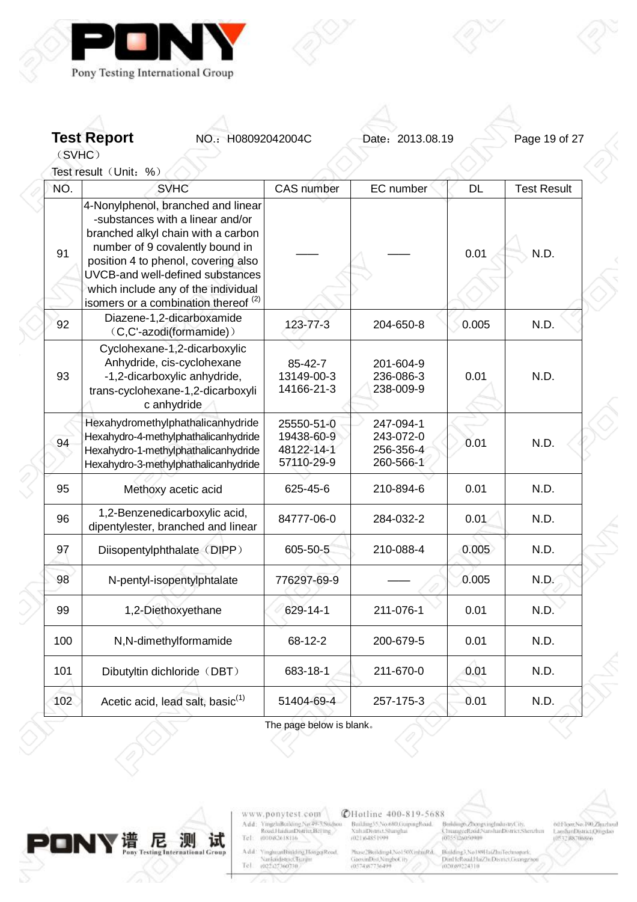**Test Report** NO.：H08092042004C Date：2013.08.19

（SVHC）

Test result（Unit：%）

| NO. | SVHC | CAS number | EC number | DL | Test Result |
|---|---|---|---|---|---|
| 91 | 4-Nonylphenol, branched and linear -substances with a linear and/or branched alkyl chain with a carbon number of 9 covalently bound in position 4 to phenol, covering also UVCB-and well-defined substances which include any of the individual isomers or a combination thereof [2] | —— | —— | 0.01 | N.D. |
| 92 | Diazene-1,2-dicarboxamide（C,C'-azodi(formamide)） | 123-77-3 | 204-650-8 | 0.005 | N.D. |
| 93 | Cyclohexane-1,2-dicarboxylic Anhydride, cis-cyclohexane -1,2-dicarboxylic anhydride, trans-cyclohexane-1,2-dicarboxyli c anhydride | 85-42-7<br>13149-00-3<br>14166-21-3 | 201-604-9<br>236-086-3<br>238-009-9 | 0.01 | N.D. |
| 94 | Hexahydromethylphathalicanhydride<br>Hexahydro-4-methylphathalicanhydride<br>Hexahydro-1-methylphathalicanhydride<br>Hexahydro-3-methylphathalicanhydride | 25550-51-0<br>19438-60-9<br>48122-14-1<br>57110-29-9 | 247-094-1<br>243-072-0<br>256-356-4<br>260-566-1 | 0.01 | N.D. |
| 95 | Methoxy acetic acid | 625-45-6 | 210-894-6 | 0.01 | N.D. |
| 96 | 1,2-Benzenedicarboxylic acid, dipentylester, branched and linear | 84777-06-0 | 284-032-2 | 0.01 | N.D. |
| 97 | Diisopentylphthalate（DIPP） | 605-50-5 | 210-088-4 | 0.005 | N.D. |
| 98 | N-pentyl-isopentylphtalate | 776297-69-9 | —— | 0.005 | N.D. |
| 99 | 1,2-Diethoxyethane | 629-14-1 | 211-076-1 | 0.01 | N.D. |
| 100 | N,N-dimethylformamide | 68-12-2 | 200-679-5 | 0.01 | N.D. |
| 101 | Dibutyltin dichloride（DBT） | 683-18-1 | 211-670-0 | 0.01 | N.D. |
| 102 | Acetic acid, lead salt, basic[1] | 51404-69-4 | 257-175-3 | 0.01 | N.D. |

The page below is blank。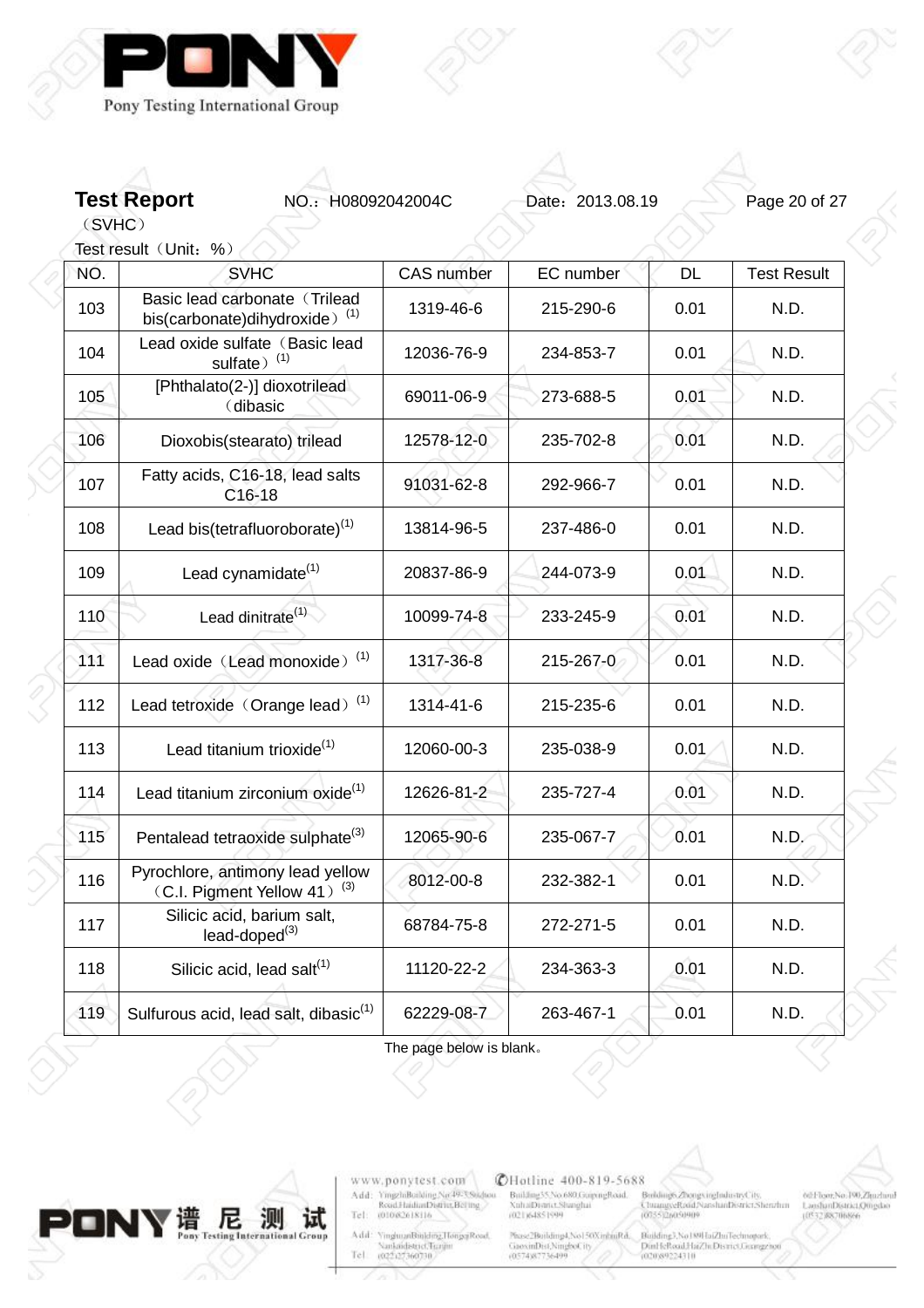**Test Report** NO.：H08092042004C Date：2013.08.19

（SVHC）

Test result（Unit：%）

| NO. | SVHC | CAS number | EC number | DL | Test Result |
|---|---|---|---|---|---|
| 103 | Basic lead carbonate（Trilead bis(carbonate)dihydroxide）[(1)] | 1319-46-6 | 215-290-6 | 0.01 | N.D. |
| 104 | Lead oxide sulfate（Basic lead sulfate）[(1)] | 12036-76-9 | 234-853-7 | 0.01 | N.D. |
| 105 | [Phthalato(2-)] dioxotrilead（dibasic | 69011-06-9 | 273-688-5 | 0.01 | N.D. |
| 106 | Dioxobis(stearato) trilead | 12578-12-0 | 235-702-8 | 0.01 | N.D. |
| 107 | Fatty acids, C16-18, lead salts C16-18 | 91031-62-8 | 292-966-7 | 0.01 | N.D. |
| 108 | Lead bis(tetrafluoroborate)[(1)] | 13814-96-5 | 237-486-0 | 0.01 | N.D. |
| 109 | Lead cynamidate[(1)] | 20837-86-9 | 244-073-9 | 0.01 | N.D. |
| 110 | Lead dinitrate[(1)] | 10099-74-8 | 233-245-9 | 0.01 | N.D. |
| 111 | Lead oxide（Lead monoxide）[(1)] | 1317-36-8 | 215-267-0 | 0.01 | N.D. |
| 112 | Lead tetroxide（Orange lead）[(1)] | 1314-41-6 | 215-235-6 | 0.01 | N.D. |
| 113 | Lead titanium trioxide[(1)] | 12060-00-3 | 235-038-9 | 0.01 | N.D. |
| 114 | Lead titanium zirconium oxide[(1)] | 12626-81-2 | 235-727-4 | 0.01 | N.D. |
| 115 | Pentalead tetraoxide sulphate[(3)] | 12065-90-6 | 235-067-7 | 0.01 | N.D. |
| 116 | Pyrochlore, antimony lead yellow（C.I. Pigment Yellow 41）[(3)] | 8012-00-8 | 232-382-1 | 0.01 | N.D. |
| 117 | Silicic acid, barium salt, lead-doped[(3)] | 68784-75-8 | 272-271-5 | 0.01 | N.D. |
| 118 | Silicic acid, lead salt[(1)] | 11120-22-2 | 234-363-3 | 0.01 | N.D. |
| 119 | Sulfurous acid, lead salt, dibasic[(1)] | 62229-08-7 | 263-467-1 | 0.01 | N.D. |

The page below is blank。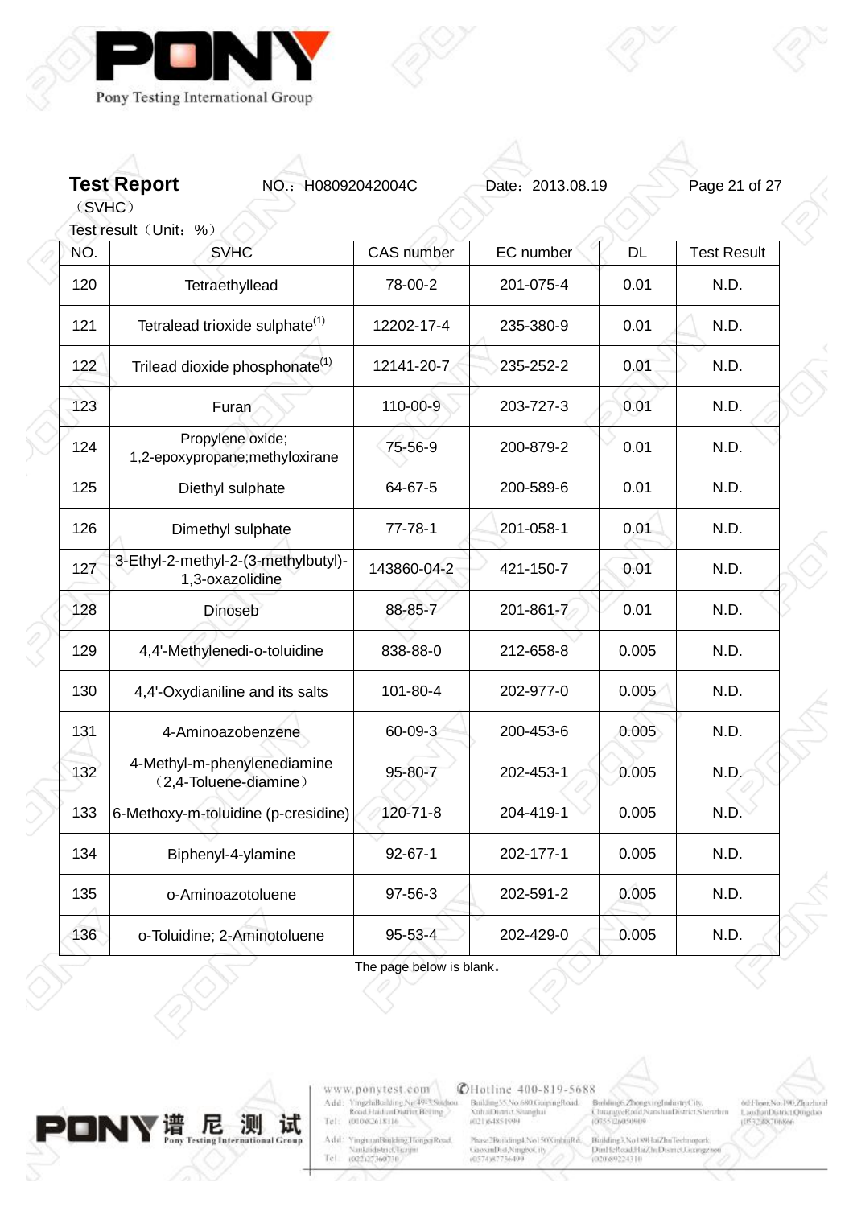**Test Report** NO.：H08092042004C Date：2013.08.19

（SVHC）

Test result（Unit：%）

| NO. | SVHC | CAS number | EC number | DL | Test Result |
|---|---|---|---|---|---|
| 120 | Tetraethyllead | 78-00-2 | 201-075-4 | 0.01 | N.D. |
| 121 | Tetralead trioxide sulphate(1) | 12202-17-4 | 235-380-9 | 0.01 | N.D. |
| 122 | Trilead dioxide phosphonate(1) | 12141-20-7 | 235-252-2 | 0.01 | N.D. |
| 123 | Furan | 110-00-9 | 203-727-3 | 0.01 | N.D. |
| 124 | Propylene oxide; 1,2-epoxypropane;methyloxirane | 75-56-9 | 200-879-2 | 0.01 | N.D. |
| 125 | Diethyl sulphate | 64-67-5 | 200-589-6 | 0.01 | N.D. |
| 126 | Dimethyl sulphate | 77-78-1 | 201-058-1 | 0.01 | N.D. |
| 127 | 3-Ethyl-2-methyl-2-(3-methylbutyl)-1,3-oxazolidine | 143860-04-2 | 421-150-7 | 0.01 | N.D. |
| 128 | Dinoseb | 88-85-7 | 201-861-7 | 0.01 | N.D. |
| 129 | 4,4'-Methylenedi-o-toluidine | 838-88-0 | 212-658-8 | 0.005 | N.D. |
| 130 | 4,4'-Oxydianiline and its salts | 101-80-4 | 202-977-0 | 0.005 | N.D. |
| 131 | 4-Aminoazobenzene | 60-09-3 | 200-453-6 | 0.005 | N.D. |
| 132 | 4-Methyl-m-phenylenediamine（2,4-Toluene-diamine） | 95-80-7 | 202-453-1 | 0.005 | N.D. |
| 133 | 6-Methoxy-m-toluidine (p-cresidine) | 120-71-8 | 204-419-1 | 0.005 | N.D. |
| 134 | Biphenyl-4-ylamine | 92-67-1 | 202-177-1 | 0.005 | N.D. |
| 135 | o-Aminoazotoluene | 97-56-3 | 202-591-2 | 0.005 | N.D. |
| 136 | o-Toluidine; 2-Aminotoluene | 95-53-4 | 202-429-0 | 0.005 | N.D. |

The page below is blank。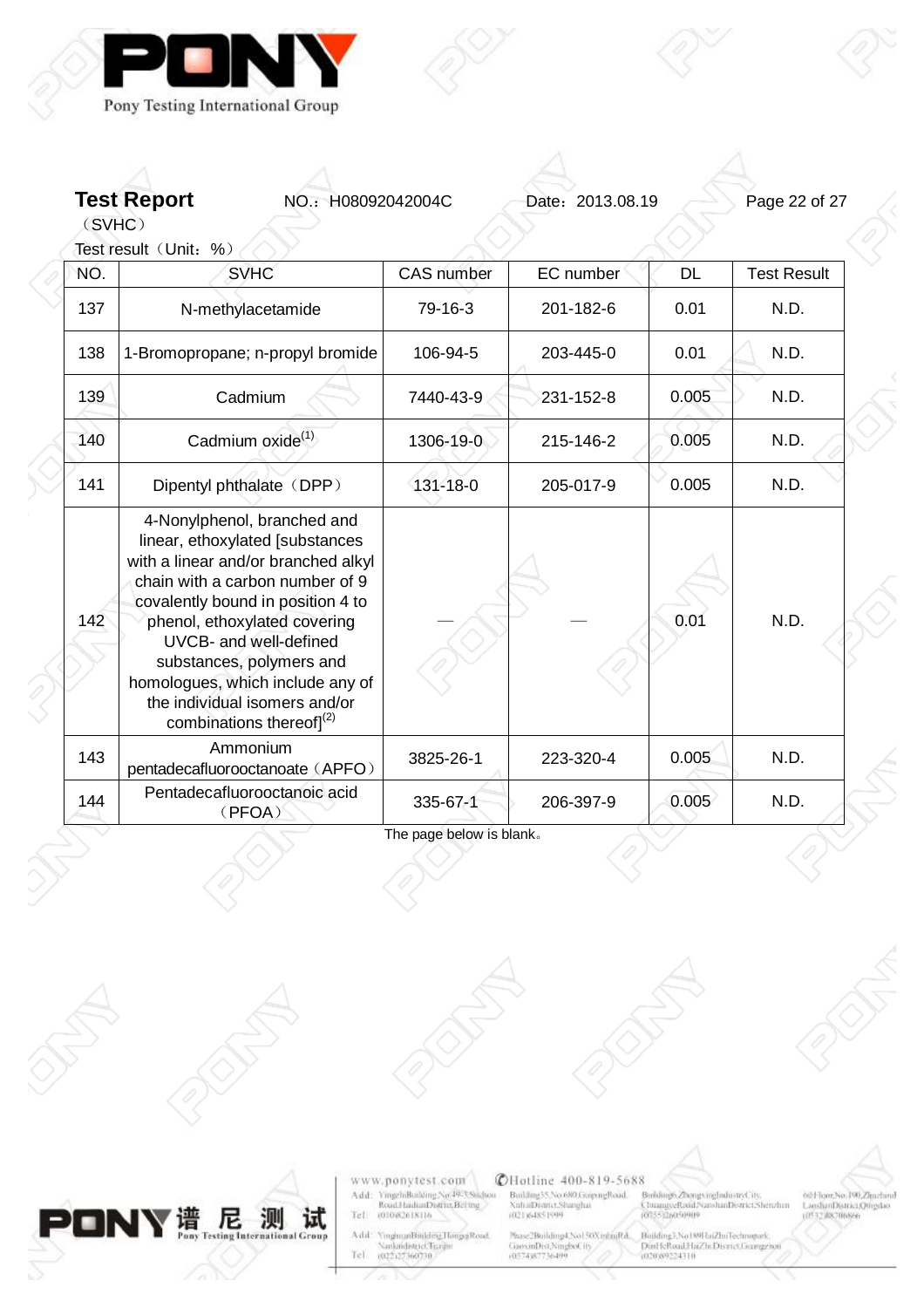**Test Report** NO.：H08092042004C Date：2013.08.19

（SVHC）

Test result（Unit：%）

| NO. | SVHC | CAS number | EC number | DL | Test Result |
|---|---|---|---|---|---|
| 137 | N-methylacetamide | 79-16-3 | 201-182-6 | 0.01 | N.D. |
| 138 | 1-Bromopropane; n-propyl bromide | 106-94-5 | 203-445-0 | 0.01 | N.D. |
| 139 | Cadmium | 7440-43-9 | 231-152-8 | 0.005 | N.D. |
| 140 | Cadmium oxide[1] | 1306-19-0 | 215-146-2 | 0.005 | N.D. |
| 141 | Dipentyl phthalate（DPP） | 131-18-0 | 205-017-9 | 0.005 | N.D. |
| 142 | 4-Nonylphenol, branched and linear, ethoxylated [substances with a linear and/or branched alkyl chain with a carbon number of 9 covalently bound in position 4 to phenol, ethoxylated covering UVCB- and well-defined substances, polymers and homologues, which include any of the individual isomers and/or combinations thereof][2] | — | — | 0.01 | N.D. |
| 143 | Ammonium pentadecafluorooctanoate（APFO） | 3825-26-1 | 223-320-4 | 0.005 | N.D. |
| 144 | Pentadecafluorooctanoic acid（PFOA） | 335-67-1 | 206-397-9 | 0.005 | N.D. |

The page below is blank。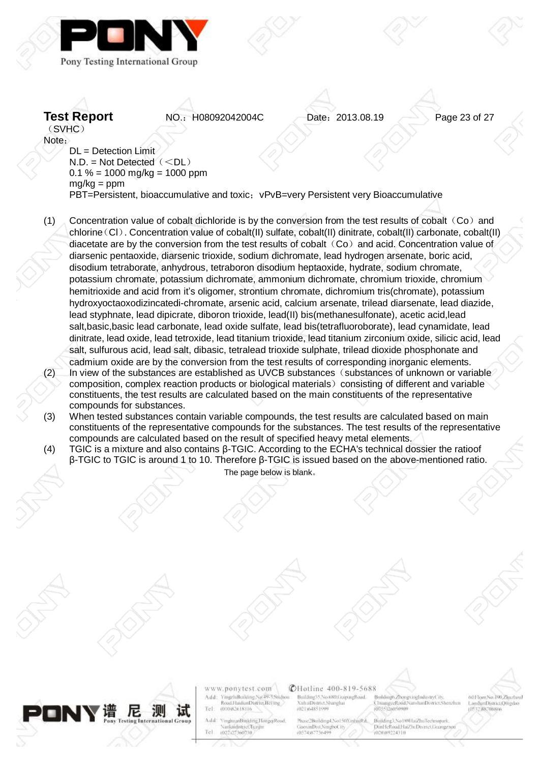**Test Report** NO.：H08092042004C Date：2013.08.19

（SVHC）

Note：

DL = Detection Limit
N.D. = Not Detected（<DL）
0.1 % = 1000 mg/kg = 1000 ppm
mg/kg = ppm
PBT=Persistent, bioaccumulative and toxic；vPvB=very Persistent very Bioaccumulative

(1) Concentration value of cobalt dichloride is by the conversion from the test results of cobalt（Co）and chlorine（Cl）. Concentration value of cobalt(II) sulfate, cobalt(II) dinitrate, cobalt(II) carbonate, cobalt(II) diacetate are by the conversion from the test results of cobalt（Co）and acid. Concentration value of diarsenic pentaoxide, diarsenic trioxide, sodium dichromate, lead hydrogen arsenate, boric acid, disodium tetraborate, anhydrous, tetraboron disodium heptaoxide, hydrate, sodium chromate, potassium chromate, potassium dichromate, ammonium dichromate, chromium trioxide, chromium hemitrioxide and acid from it's oligomer, strontium chromate, dichromium tris(chromate), potassium hydroxyoctaoxodizincatedi-chromate, arsenic acid, calcium arsenate, trilead diarsenate, lead diazide, lead styphnate, lead dipicrate, diboron trioxide, lead(II) bis(methanesulfonate), acetic acid,lead salt,basic,basic lead carbonate, lead oxide sulfate, lead bis(tetrafluoroborate), lead cynamidate, lead dinitrate, lead oxide, lead tetroxide, lead titanium trioxide, lead titanium zirconium oxide, silicic acid, lead salt, sulfurous acid, lead salt, dibasic, tetralead trioxide sulphate, trilead dioxide phosphonate and cadmium oxide are by the conversion from the test results of corresponding inorganic elements.

(2) In view of the substances are established as UVCB substances（substances of unknown or variable composition, complex reaction products or biological materials）consisting of different and variable constituents, the test results are calculated based on the main constituents of the representative compounds for substances.

(3) When tested substances contain variable compounds, the test results are calculated based on main constituents of the representative compounds for the substances. The test results of the representative compounds are calculated based on the result of specified heavy metal elements.

(4) TGIC is a mixture and also contains β-TGIC. According to the ECHA's technical dossier the ratioof β-TGIC to TGIC is around 1 to 10. Therefore β-TGIC is issued based on the above-mentioned ratio.

The page below is blank。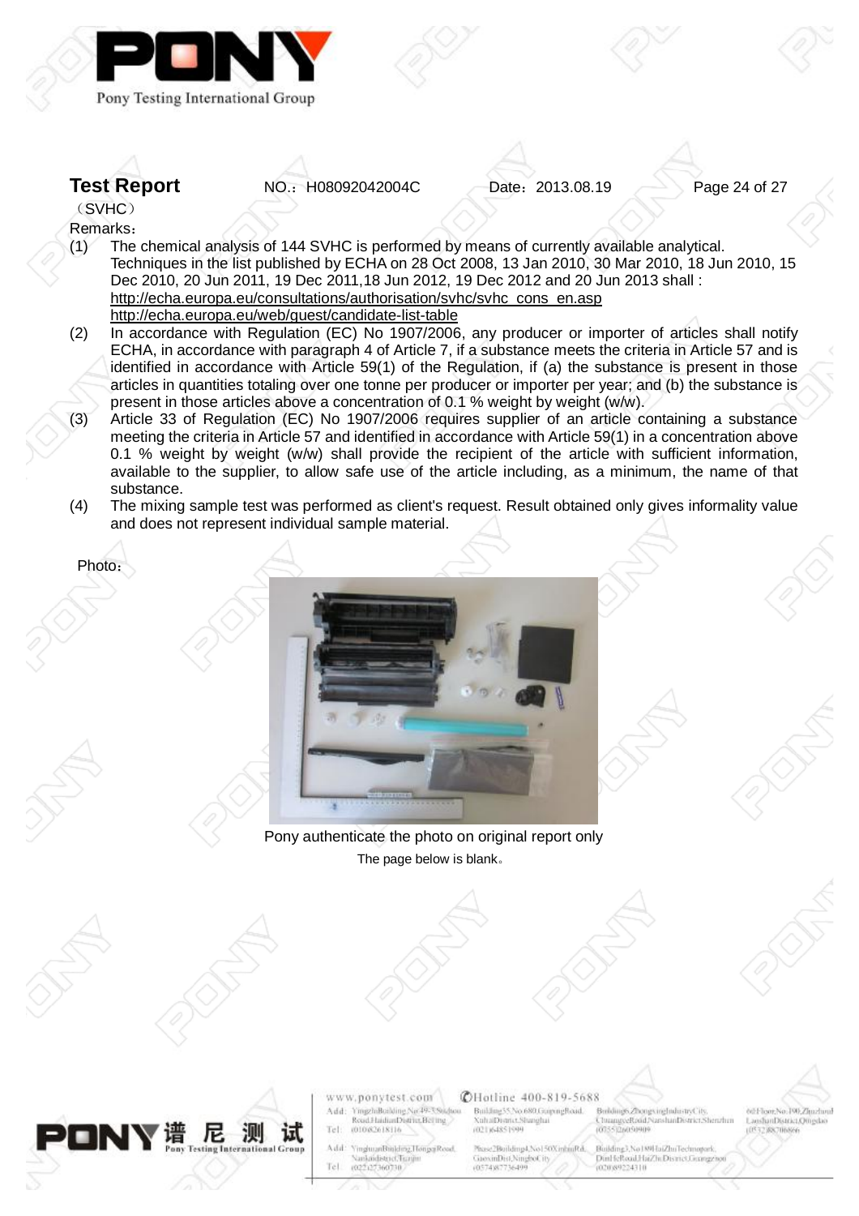**Test Report** NO.：H08092042004C Date：2013.08.19

（SVHC）

Remarks：

(1) The chemical analysis of 144 SVHC is performed by means of currently available analytical. Techniques in the list published by ECHA on 28 Oct 2008, 13 Jan 2010, 30 Mar 2010, 18 Jun 2010, 15 Dec 2010, 20 Jun 2011, 19 Dec 2011,18 Jun 2012, 19 Dec 2012 and 20 Jun 2013 shall : http://echa.europa.eu/consultations/authorisation/svhc/svhc_cons_en.asp http://echa.europa.eu/web/guest/candidate-list-table

(2) In accordance with Regulation (EC) No 1907/2006, any producer or importer of articles shall notify ECHA, in accordance with paragraph 4 of Article 7, if a substance meets the criteria in Article 57 and is identified in accordance with Article 59(1) of the Regulation, if (a) the substance is present in those articles in quantities totaling over one tonne per producer or importer per year; and (b) the substance is present in those articles above a concentration of 0.1 % weight by weight (w/w).

(3) Article 33 of Regulation (EC) No 1907/2006 requires supplier of an article containing a substance meeting the criteria in Article 57 and identified in accordance with Article 59(1) in a concentration above 0.1 % weight by weight (w/w) shall provide the recipient of the article with sufficient information, available to the supplier, to allow safe use of the article including, as a minimum, the name of that substance.

(4) The mixing sample test was performed as client's request. Result obtained only gives informality value and does not represent individual sample material.

Photo：

Pony authenticate the photo on original report only

The page below is blank。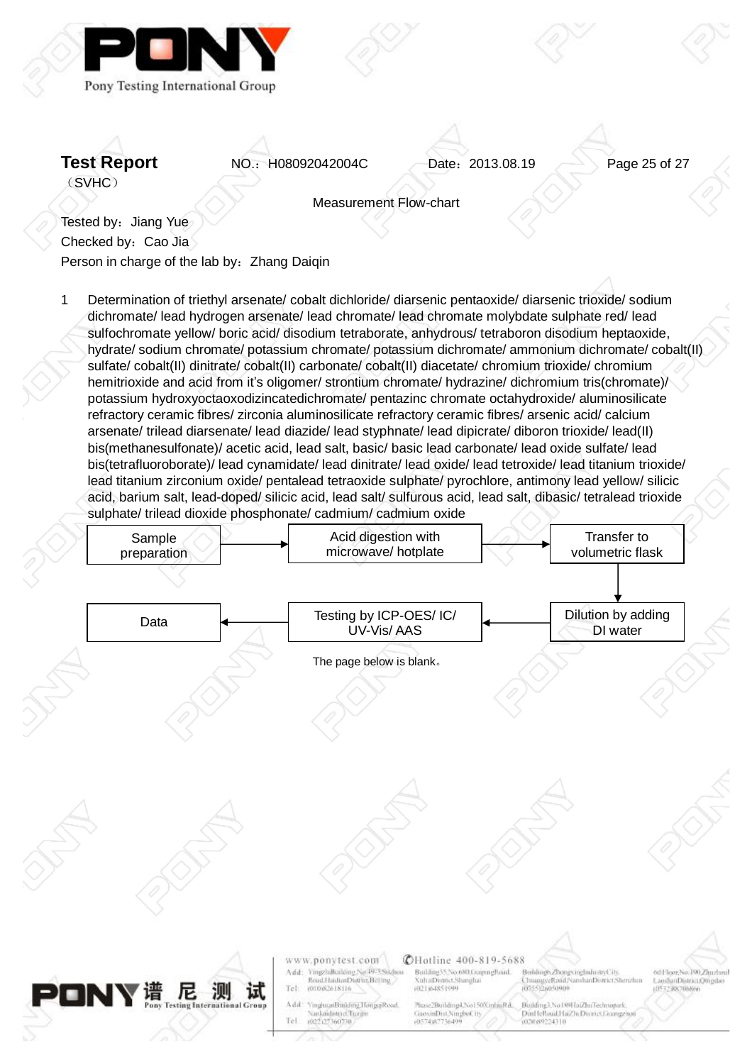**Test Report** NO.：H08092042004C Date：2013.08.19

（SVHC）

Measurement Flow-chart

Tested by：Jiang Yue

Checked by：Cao Jia

Person in charge of the lab by：Zhang Daiqin

1 Determination of triethyl arsenate/ cobalt dichloride/ diarsenic pentaoxide/ diarsenic trioxide/ sodium dichromate/ lead hydrogen arsenate/ lead chromate/ lead chromate molybdate sulphate red/ lead sulfochromate yellow/ boric acid/ disodium tetraborate, anhydrous/ tetraboron disodium heptaoxide, hydrate/ sodium chromate/ potassium chromate/ potassium dichromate/ ammonium dichromate/ cobalt(II) sulfate/ cobalt(II) dinitrate/ cobalt(II) carbonate/ cobalt(II) diacetate/ chromium trioxide/ chromium hemitrioxide and acid from it's oligomer/ strontium chromate/ hydrazine/ dichromium tris(chromate)/ potassium hydroxyoctaoxodizincatedichromate/ pentazinc chromate octahydroxide/ aluminosilicate refractory ceramic fibres/ zirconia aluminosilicate refractory ceramic fibres/ arsenic acid/ calcium arsenate/ trilead diarsenate/ lead diazide/ lead styphnate/ lead dipicrate/ diboron trioxide/ lead(II) bis(methanesulfonate)/ acetic acid, lead salt, basic/ basic lead carbonate/ lead oxide sulfate/ lead bis(tetrafluoroborate)/ lead cynamidate/ lead dinitrate/ lead oxide/ lead tetroxide/ lead titanium trioxide/ lead titanium zirconium oxide/ pentalead tetraoxide sulphate/ pyrochlore, antimony lead yellow/ silicic acid, barium salt, lead-doped/ silicic acid, lead salt/ sulfurous acid, lead salt, dibasic/ tetralead trioxide sulphate/ trilead dioxide phosphonate/ cadmium/ cadmium oxide

Sample preparation → Acid digestion with microwave/ hotplate → Transfer to volumetric flask → Dilution by adding DI water → Testing by ICP-OES/ IC/ UV-Vis/ AAS → Data

The page below is blank。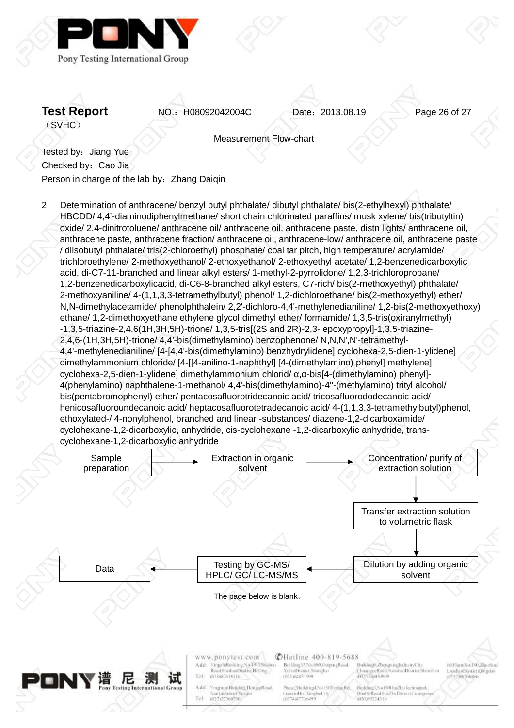**Test Report** NO.：H08092042004C Date：2013.08.19

（SVHC）

Measurement Flow-chart

Tested by：Jiang Yue

Checked by：Cao Jia

Person in charge of the lab by：Zhang Daiqin

2 Determination of anthracene/ benzyl butyl phthalate/ dibutyl phthalate/ bis(2-ethylhexyl) phthalate/ HBCDD/ 4,4'-diaminodiphenylmethane/ short chain chlorinated paraffins/ musk xylene/ bis(tributyltin) oxide/ 2,4-dinitrotoluene/ anthracene oil/ anthracene oil, anthracene paste, distn lights/ anthracene oil, anthracene paste, anthracene fraction/ anthracene oil, anthracene-low/ anthracene oil, anthracene paste / diisobutyl phthalate/ tris(2-chloroethyl) phosphate/ coal tar pitch, high temperature/ acrylamide/ trichloroethylene/ 2-methoxyethanol/ 2-ethoxyethanol/ 2-ethoxyethyl acetate/ 1,2-benzenedicarboxylic acid, di-C7-11-branched and linear alkyl esters/ 1-methyl-2-pyrrolidone/ 1,2,3-trichloropropane/ 1,2-benzenedicarboxylicacid, di-C6-8-branched alkyl esters, C7-rich/ bis(2-methoxyethyl) phthalate/ 2-methoxyaniline/ 4-(1,1,3,3-tetramethylbutyl) phenol/ 1,2-dichloroethane/ bis(2-methoxyethyl) ether/ N,N-dimethylacetamide/ phenolphthalein/ 2,2'-dichloro-4,4'-methylenedianiline/ 1,2-bis(2-methoxyethoxy) ethane/ 1,2-dimethoxyethane ethylene glycol dimethyl ether/ formamide/ 1,3,5-tris(oxiranylmethyl) -1,3,5-triazine-2,4,6(1H,3H,5H)-trione/ 1,3,5-tris[(2S and 2R)-2,3- epoxypropyl]-1,3,5-triazine-2,4,6-(1H,3H,5H)-trione/ 4,4'-bis(dimethylamino) benzophenone/ N,N,N',N'-tetramethyl-4,4'-methylenedianiline/ [4-[4,4'-bis(dimethylamino) benzhydrylidene] cyclohexa-2,5-dien-1-ylidene] dimethylammonium chloride/ [4-[[4-anilino-1-naphthyl] [4-(dimethylamino) phenyl] methylene] cyclohexa-2,5-dien-1-ylidene] dimethylammonium chlorid/ α,α-bis[4-(dimethylamino) phenyl]-4(phenylamino) naphthalene-1-methanol/ 4,4'-bis(dimethylamino)-4''-(methylamino) trityl alcohol/ bis(pentabromophenyl) ether/ pentacosafluorotridecanoic acid/ tricosafluorododecanoic acid/ henicosafluoroundecanoic acid/ heptacosafluorotetradecanoic acid/ 4-(1,1,3,3-tetramethylbutyl)phenol, ethoxylated-/ 4-nonylphenol, branched and linear -substances/ diazene-1,2-dicarboxamide/ cyclohexane-1,2-dicarboxylic, anhydride, cis-cyclohexane -1,2-dicarboxylic anhydride, trans-cyclohexane-1,2-dicarboxylic anhydride

Sample preparation → Extraction in organic solvent → Concentration/ purify of extraction solution → Transfer extraction solution to volumetric flask → Dilution by adding organic solvent → Testing by GC-MS/ HPLC/ GC/ LC-MS/MS → Data

The page below is blank。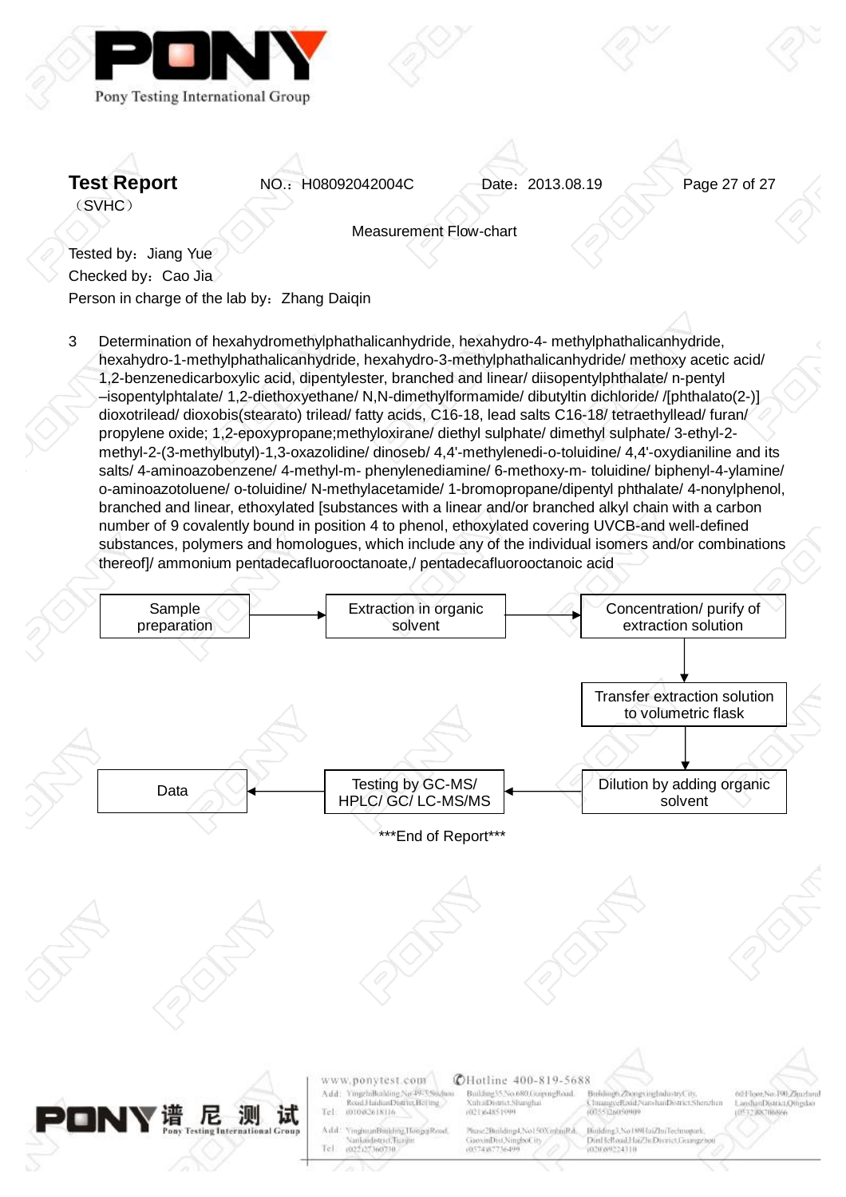**Test Report**
（SVHC）

NO.：H08092042004C　　Date：2013.08.19

Measurement Flow-chart

Tested by：Jiang Yue

Checked by：Cao Jia

Person in charge of the lab by：Zhang Daiqin

3　Determination of hexahydromethylphathalicanhydride, hexahydro-4- methylphathalicanhydride, hexahydro-1-methylphathalicanhydride, hexahydro-3-methylphathalicanhydride/ methoxy acetic acid/ 1,2-benzenedicarboxylic acid, dipentylester, branched and linear/ diisopentylphthalate/ n-pentyl –isopentylphtalate/ 1,2-diethoxyethane/ N,N-dimethylformamide/ dibutyltin dichloride/ /[phthalato(2-)] dioxotrilead/ dioxobis(stearato) trilead/ fatty acids, C16-18, lead salts C16-18/ tetraethyllead/ furan/ propylene oxide; 1,2-epoxypropane;methyloxirane/ diethyl sulphate/ dimethyl sulphate/ 3-ethyl-2-methyl-2-(3-methylbutyl)-1,3-oxazolidine/ dinoseb/ 4,4'-methylenedi-o-toluidine/ 4,4'-oxydianiline and its salts/ 4-aminoazobenzene/ 4-methyl-m- phenylenediamine/ 6-methoxy-m- toluidine/ biphenyl-4-ylamine/ o-aminoazotoluene/ o-toluidine/ N-methylacetamide/ 1-bromopropane/dipentyl phthalate/ 4-nonylphenol, branched and linear, ethoxylated [substances with a linear and/or branched alkyl chain with a carbon number of 9 covalently bound in position 4 to phenol, ethoxylated covering UVCB-and well-defined substances, polymers and homologues, which include any of the individual isomers and/or combinations thereof]/ ammonium pentadecafluorooctanoate,/ pentadecafluorooctanoic acid

Sample preparation → Extraction in organic solvent → Concentration/ purify of extraction solution → Transfer extraction solution to volumetric flask → Dilution by adding organic solvent → Testing by GC-MS/ HPLC/ GC/ LC-MS/MS → Data

\*\*\*End of Report\*\*\*